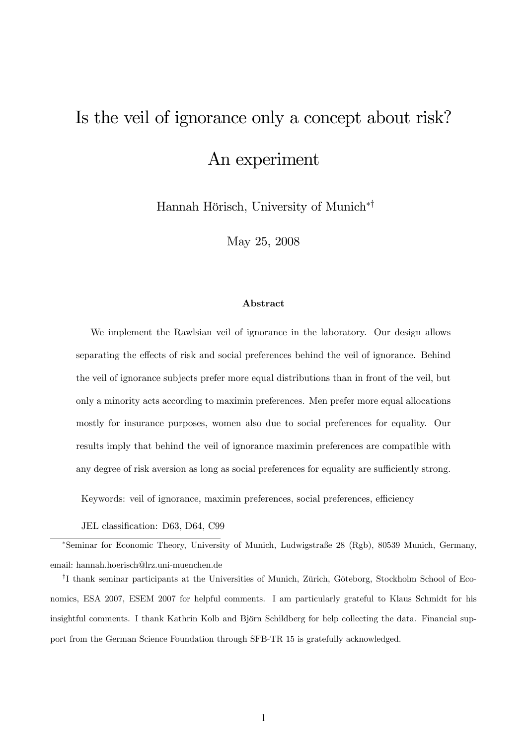# Is the veil of ignorance only a concept about risk? An experiment

Hannah Hörisch, University of Munich[*][†]

May 25, 2008

### Abstract

We implement the Rawlsian veil of ignorance in the laboratory. Our design allows separating the effects of risk and social preferences behind the veil of ignorance. Behind the veil of ignorance subjects prefer more equal distributions than in front of the veil, but only a minority acts according to maximin preferences. Men prefer more equal allocations mostly for insurance purposes, women also due to social preferences for equality. Our results imply that behind the veil of ignorance maximin preferences are compatible with any degree of risk aversion as long as social preferences for equality are sufficiently strong.

Keywords: veil of ignorance, maximin preferences, social preferences, efficiency

JEL classification: D63, D64, C99

---

[*]Seminar for Economic Theory, University of Munich, Ludwigstraße 28 (Rgb), 80539 Munich, Germany, email: hannah.hoerisch@lrz.uni-muenchen.de

[†]I thank seminar participants at the Universities of Munich, Zürich, Göteborg, Stockholm School of Economics, ESA 2007, ESEM 2007 for helpful comments. I am particularly grateful to Klaus Schmidt for his insightful comments. I thank Kathrin Kolb and Björn Schildberg for help collecting the data. Financial support from the German Science Foundation through SFB-TR 15 is gratefully acknowledged.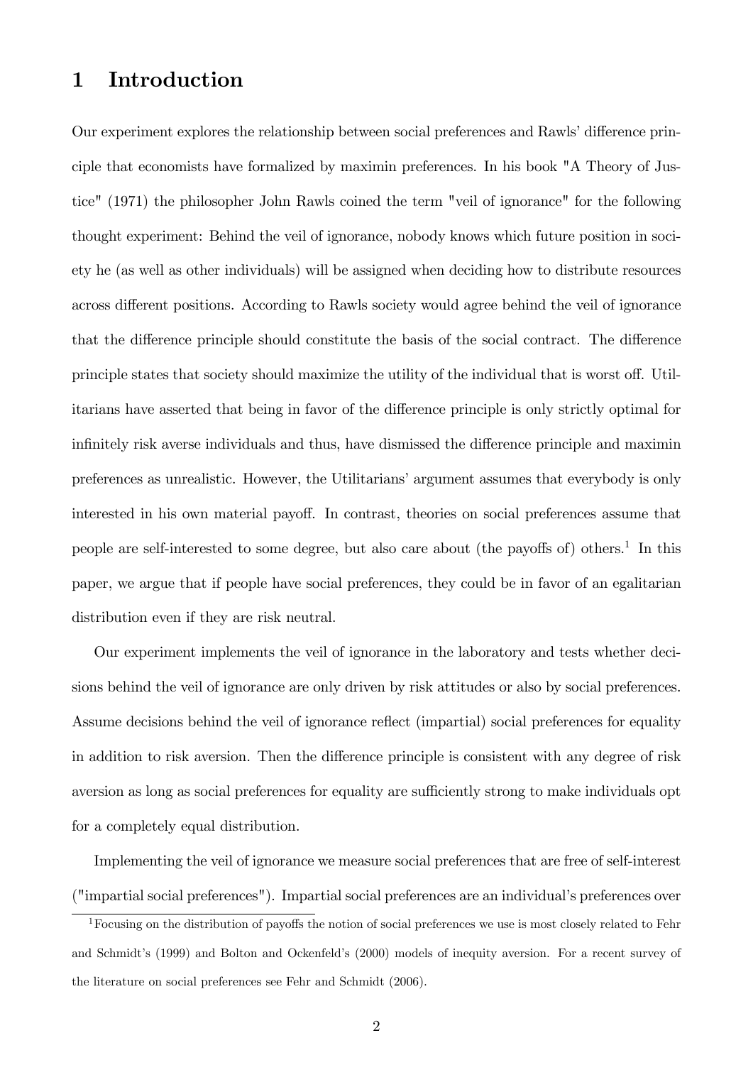# 1 Introduction

Our experiment explores the relationship between social preferences and Rawls' difference principle that economists have formalized by maximin preferences. In his book "A Theory of Justice" (1971) the philosopher John Rawls coined the term "veil of ignorance" for the following thought experiment: Behind the veil of ignorance, nobody knows which future position in society he (as well as other individuals) will be assigned when deciding how to distribute resources across different positions. According to Rawls society would agree behind the veil of ignorance that the difference principle should constitute the basis of the social contract. The difference principle states that society should maximize the utility of the individual that is worst off. Utilitarians have asserted that being in favor of the difference principle is only strictly optimal for infinitely risk averse individuals and thus, have dismissed the difference principle and maximin preferences as unrealistic. However, the Utilitarians' argument assumes that everybody is only interested in his own material payoff. In contrast, theories on social preferences assume that people are self-interested to some degree, but also care about (the payoffs of) others.[1] In this paper, we argue that if people have social preferences, they could be in favor of an egalitarian distribution even if they are risk neutral.

Our experiment implements the veil of ignorance in the laboratory and tests whether decisions behind the veil of ignorance are only driven by risk attitudes or also by social preferences. Assume decisions behind the veil of ignorance reflect (impartial) social preferences for equality in addition to risk aversion. Then the difference principle is consistent with any degree of risk aversion as long as social preferences for equality are sufficiently strong to make individuals opt for a completely equal distribution.

Implementing the veil of ignorance we measure social preferences that are free of self-interest ("impartial social preferences"). Impartial social preferences are an individual's preferences over

[1] Focusing on the distribution of payoffs the notion of social preferences we use is most closely related to Fehr and Schmidt's (1999) and Bolton and Ockenfeld's (2000) models of inequity aversion. For a recent survey of the literature on social preferences see Fehr and Schmidt (2006).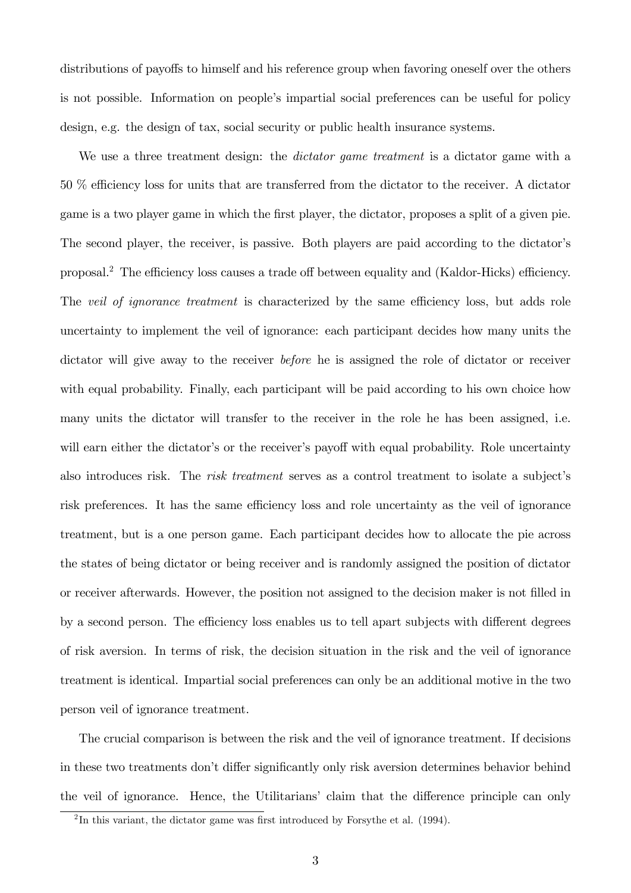distributions of payoffs to himself and his reference group when favoring oneself over the others is not possible. Information on people's impartial social preferences can be useful for policy design, e.g. the design of tax, social security or public health insurance systems.

We use a three treatment design: the *dictator game treatment* is a dictator game with a 50 % efficiency loss for units that are transferred from the dictator to the receiver. A dictator game is a two player game in which the first player, the dictator, proposes a split of a given pie. The second player, the receiver, is passive. Both players are paid according to the dictator's proposal.[2] The efficiency loss causes a trade off between equality and (Kaldor-Hicks) efficiency. The *veil of ignorance treatment* is characterized by the same efficiency loss, but adds role uncertainty to implement the veil of ignorance: each participant decides how many units the dictator will give away to the receiver *before* he is assigned the role of dictator or receiver with equal probability. Finally, each participant will be paid according to his own choice how many units the dictator will transfer to the receiver in the role he has been assigned, i.e. will earn either the dictator's or the receiver's payoff with equal probability. Role uncertainty also introduces risk. The *risk treatment* serves as a control treatment to isolate a subject's risk preferences. It has the same efficiency loss and role uncertainty as the veil of ignorance treatment, but is a one person game. Each participant decides how to allocate the pie across the states of being dictator or being receiver and is randomly assigned the position of dictator or receiver afterwards. However, the position not assigned to the decision maker is not filled in by a second person. The efficiency loss enables us to tell apart subjects with different degrees of risk aversion. In terms of risk, the decision situation in the risk and the veil of ignorance treatment is identical. Impartial social preferences can only be an additional motive in the two person veil of ignorance treatment.

The crucial comparison is between the risk and the veil of ignorance treatment. If decisions in these two treatments don't differ significantly only risk aversion determines behavior behind the veil of ignorance. Hence, the Utilitarians' claim that the difference principle can only

[2] In this variant, the dictator game was first introduced by Forsythe et al. (1994).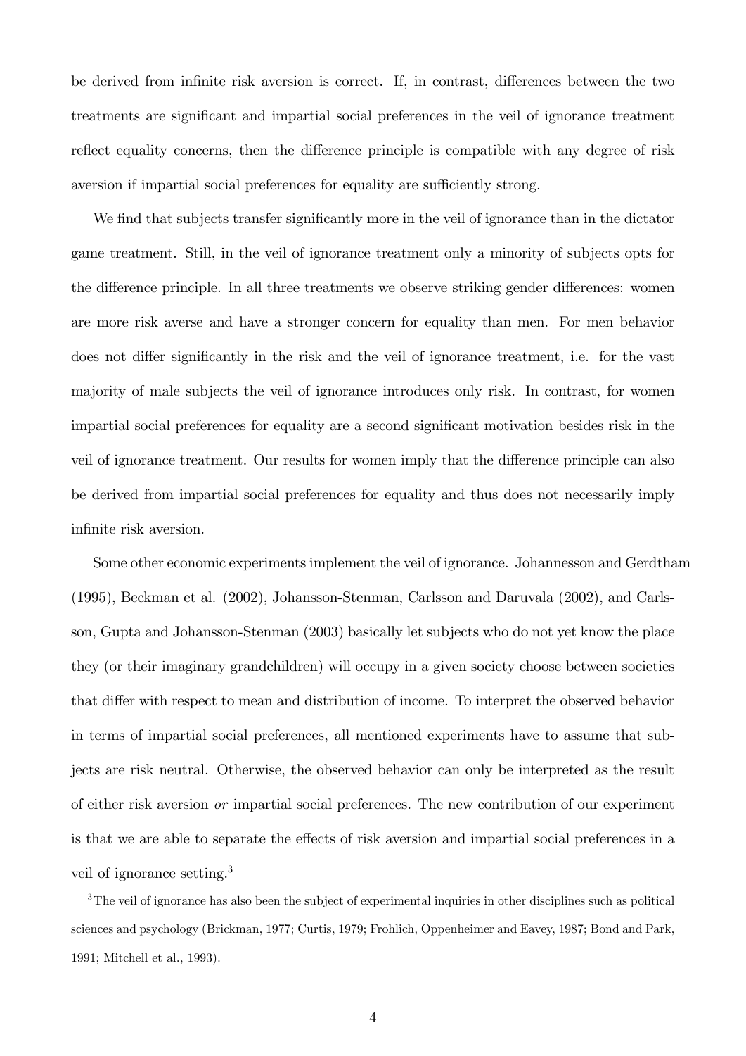be derived from infinite risk aversion is correct. If, in contrast, differences between the two treatments are significant and impartial social preferences in the veil of ignorance treatment reflect equality concerns, then the difference principle is compatible with any degree of risk aversion if impartial social preferences for equality are sufficiently strong.

We find that subjects transfer significantly more in the veil of ignorance than in the dictator game treatment. Still, in the veil of ignorance treatment only a minority of subjects opts for the difference principle. In all three treatments we observe striking gender differences: women are more risk averse and have a stronger concern for equality than men. For men behavior does not differ significantly in the risk and the veil of ignorance treatment, i.e. for the vast majority of male subjects the veil of ignorance introduces only risk. In contrast, for women impartial social preferences for equality are a second significant motivation besides risk in the veil of ignorance treatment. Our results for women imply that the difference principle can also be derived from impartial social preferences for equality and thus does not necessarily imply infinite risk aversion.

Some other economic experiments implement the veil of ignorance. Johannesson and Gerdtham (1995), Beckman et al. (2002), Johansson-Stenman, Carlsson and Daruvala (2002), and Carlsson, Gupta and Johansson-Stenman (2003) basically let subjects who do not yet know the place they (or their imaginary grandchildren) will occupy in a given society choose between societies that differ with respect to mean and distribution of income. To interpret the observed behavior in terms of impartial social preferences, all mentioned experiments have to assume that subjects are risk neutral. Otherwise, the observed behavior can only be interpreted as the result of either risk aversion *or* impartial social preferences. The new contribution of our experiment is that we are able to separate the effects of risk aversion and impartial social preferences in a veil of ignorance setting.[3]

[3] The veil of ignorance has also been the subject of experimental inquiries in other disciplines such as political sciences and psychology (Brickman, 1977; Curtis, 1979; Frohlich, Oppenheimer and Eavey, 1987; Bond and Park, 1991; Mitchell et al., 1993).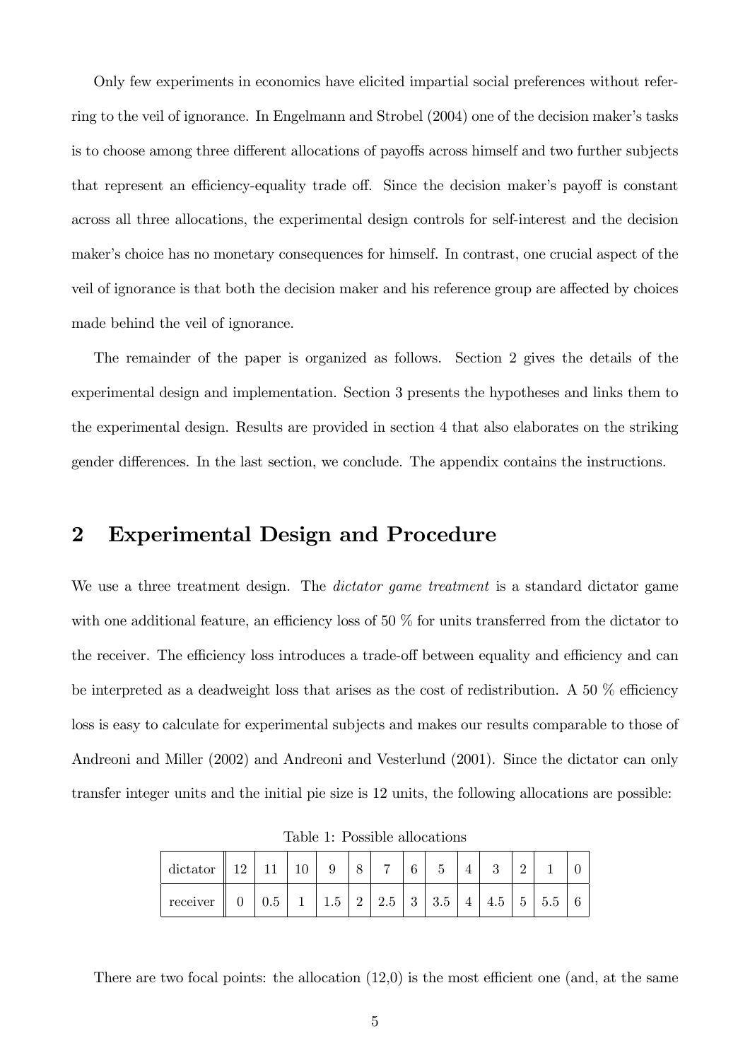Only few experiments in economics have elicited impartial social preferences without referring to the veil of ignorance. In Engelmann and Strobel (2004) one of the decision maker's tasks is to choose among three different allocations of payoffs across himself and two further subjects that represent an efficiency-equality trade off. Since the decision maker's payoff is constant across all three allocations, the experimental design controls for self-interest and the decision maker's choice has no monetary consequences for himself. In contrast, one crucial aspect of the veil of ignorance is that both the decision maker and his reference group are affected by choices made behind the veil of ignorance.

The remainder of the paper is organized as follows. Section 2 gives the details of the experimental design and implementation. Section 3 presents the hypotheses and links them to the experimental design. Results are provided in section 4 that also elaborates on the striking gender differences. In the last section, we conclude. The appendix contains the instructions.

## 2 Experimental Design and Procedure

We use a three treatment design. The *dictator game treatment* is a standard dictator game with one additional feature, an efficiency loss of 50 % for units transferred from the dictator to the receiver. The efficiency loss introduces a trade-off between equality and efficiency and can be interpreted as a deadweight loss that arises as the cost of redistribution. A 50 % efficiency loss is easy to calculate for experimental subjects and makes our results comparable to those of Andreoni and Miller (2002) and Andreoni and Vesterlund (2001). Since the dictator can only transfer integer units and the initial pie size is 12 units, the following allocations are possible:

Table 1: Possible allocations

| dictator | 12 | 11 | 10 | 9 | 8 | 7 | 6 | 5 | 4 | 3 | 2 | 1 | 0 |
|---|---|---|---|---|---|---|---|---|---|---|---|---|---|
| receiver | 0 | 0.5 | 1 | 1.5 | 2 | 2.5 | 3 | 3.5 | 4 | 4.5 | 5 | 5.5 | 6 |

There are two focal points: the allocation (12,0) is the most efficient one (and, at the same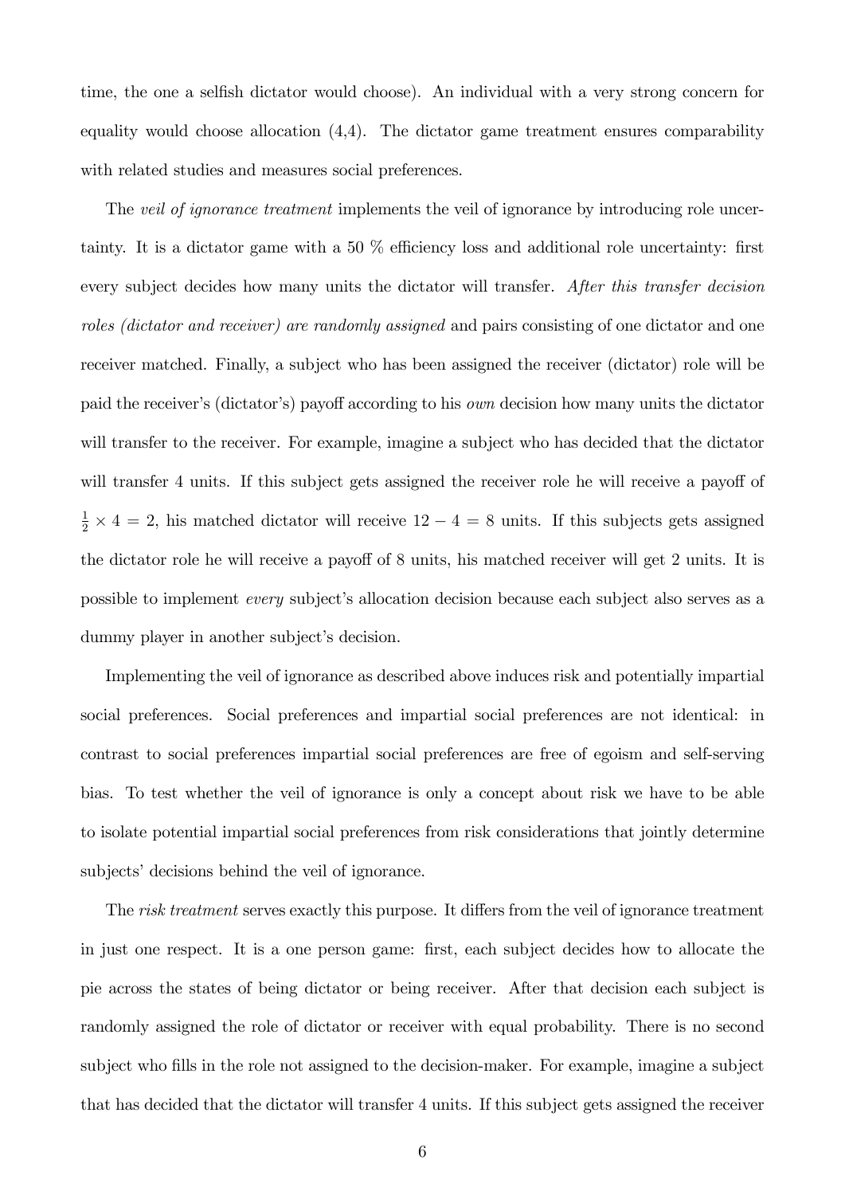time, the one a selfish dictator would choose). An individual with a very strong concern for equality would choose allocation (4,4). The dictator game treatment ensures comparability with related studies and measures social preferences.

The *veil of ignorance treatment* implements the veil of ignorance by introducing role uncertainty. It is a dictator game with a 50 % efficiency loss and additional role uncertainty: first every subject decides how many units the dictator will transfer. *After this transfer decision roles (dictator and receiver) are randomly assigned* and pairs consisting of one dictator and one receiver matched. Finally, a subject who has been assigned the receiver (dictator) role will be paid the receiver's (dictator's) payoff according to his *own* decision how many units the dictator will transfer to the receiver. For example, imagine a subject who has decided that the dictator will transfer 4 units. If this subject gets assigned the receiver role he will receive a payoff of $\frac{1}{2} \times 4 = 2$, his matched dictator will receive $12 - 4 = 8$ units. If this subjects gets assigned the dictator role he will receive a payoff of 8 units, his matched receiver will get 2 units. It is possible to implement *every* subject's allocation decision because each subject also serves as a dummy player in another subject's decision.

Implementing the veil of ignorance as described above induces risk and potentially impartial social preferences. Social preferences and impartial social preferences are not identical: in contrast to social preferences impartial social preferences are free of egoism and self-serving bias. To test whether the veil of ignorance is only a concept about risk we have to be able to isolate potential impartial social preferences from risk considerations that jointly determine subjects' decisions behind the veil of ignorance.

The *risk treatment* serves exactly this purpose. It differs from the veil of ignorance treatment in just one respect. It is a one person game: first, each subject decides how to allocate the pie across the states of being dictator or being receiver. After that decision each subject is randomly assigned the role of dictator or receiver with equal probability. There is no second subject who fills in the role not assigned to the decision-maker. For example, imagine a subject that has decided that the dictator will transfer 4 units. If this subject gets assigned the receiver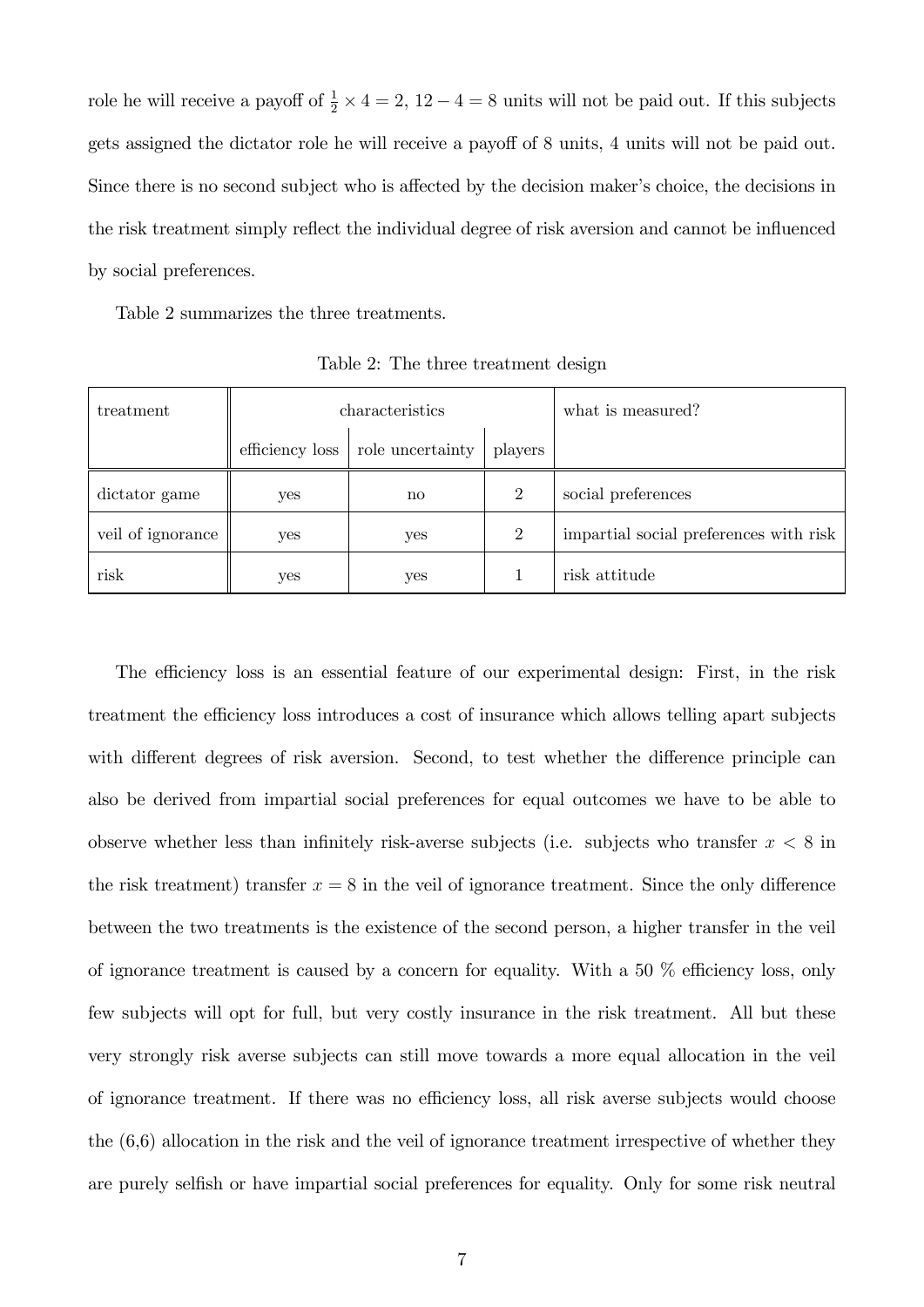role he will receive a payoff of $\frac{1}{2} \times 4 = 2$, $12 - 4 = 8$ units will not be paid out. If this subjects gets assigned the dictator role he will receive a payoff of 8 units, 4 units will not be paid out. Since there is no second subject who is affected by the decision maker's choice, the decisions in the risk treatment simply reflect the individual degree of risk aversion and cannot be influenced by social preferences.

Table 2 summarizes the three treatments.

Table 2: The three treatment design

| treatment | characteristics | | | what is measured? |
|---|---|---|---|---|
| | efficiency loss | role uncertainty | players | |
| dictator game | yes | no | 2 | social preferences |
| veil of ignorance | yes | yes | 2 | impartial social preferences with risk |
| risk | yes | yes | 1 | risk attitude |

The efficiency loss is an essential feature of our experimental design: First, in the risk treatment the efficiency loss introduces a cost of insurance which allows telling apart subjects with different degrees of risk aversion. Second, to test whether the difference principle can also be derived from impartial social preferences for equal outcomes we have to be able to observe whether less than infinitely risk-averse subjects (i.e. subjects who transfer $x < 8$ in the risk treatment) transfer $x = 8$ in the veil of ignorance treatment. Since the only difference between the two treatments is the existence of the second person, a higher transfer in the veil of ignorance treatment is caused by a concern for equality. With a 50 % efficiency loss, only few subjects will opt for full, but very costly insurance in the risk treatment. All but these very strongly risk averse subjects can still move towards a more equal allocation in the veil of ignorance treatment. If there was no efficiency loss, all risk averse subjects would choose the (6,6) allocation in the risk and the veil of ignorance treatment irrespective of whether they are purely selfish or have impartial social preferences for equality. Only for some risk neutral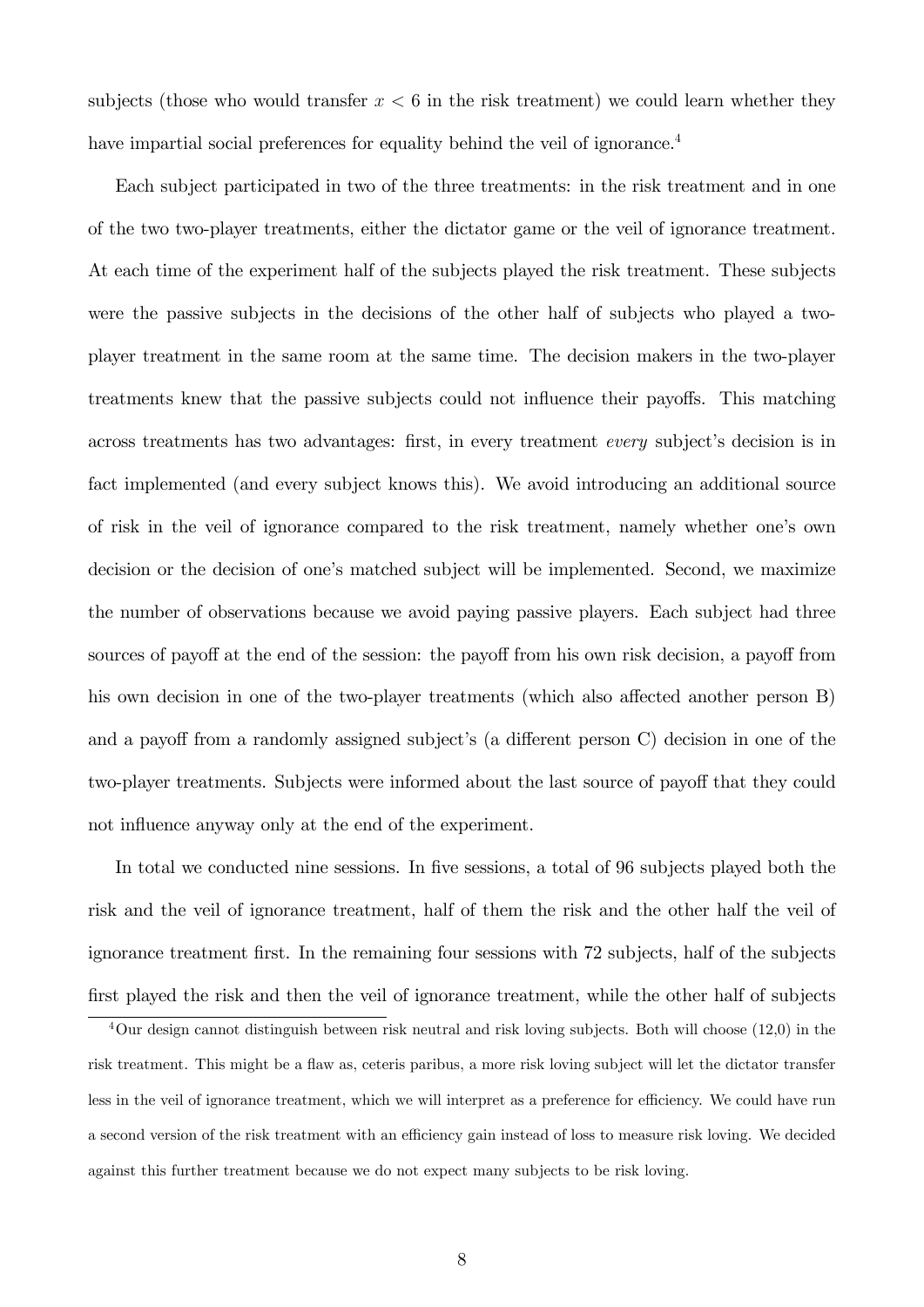subjects (those who would transfer $x < 6$ in the risk treatment) we could learn whether they have impartial social preferences for equality behind the veil of ignorance.[4]

Each subject participated in two of the three treatments: in the risk treatment and in one of the two two-player treatments, either the dictator game or the veil of ignorance treatment. At each time of the experiment half of the subjects played the risk treatment. These subjects were the passive subjects in the decisions of the other half of subjects who played a two-player treatment in the same room at the same time. The decision makers in the two-player treatments knew that the passive subjects could not influence their payoffs. This matching across treatments has two advantages: first, in every treatment *every* subject's decision is in fact implemented (and every subject knows this). We avoid introducing an additional source of risk in the veil of ignorance compared to the risk treatment, namely whether one's own decision or the decision of one's matched subject will be implemented. Second, we maximize the number of observations because we avoid paying passive players. Each subject had three sources of payoff at the end of the session: the payoff from his own risk decision, a payoff from his own decision in one of the two-player treatments (which also affected another person B) and a payoff from a randomly assigned subject's (a different person C) decision in one of the two-player treatments. Subjects were informed about the last source of payoff that they could not influence anyway only at the end of the experiment.

In total we conducted nine sessions. In five sessions, a total of 96 subjects played both the risk and the veil of ignorance treatment, half of them the risk and the other half the veil of ignorance treatment first. In the remaining four sessions with 72 subjects, half of the subjects first played the risk and then the veil of ignorance treatment, while the other half of subjects

[4] Our design cannot distinguish between risk neutral and risk loving subjects. Both will choose (12,0) in the risk treatment. This might be a flaw as, ceteris paribus, a more risk loving subject will let the dictator transfer less in the veil of ignorance treatment, which we will interpret as a preference for efficiency. We could have run a second version of the risk treatment with an efficiency gain instead of loss to measure risk loving. We decided against this further treatment because we do not expect many subjects to be risk loving.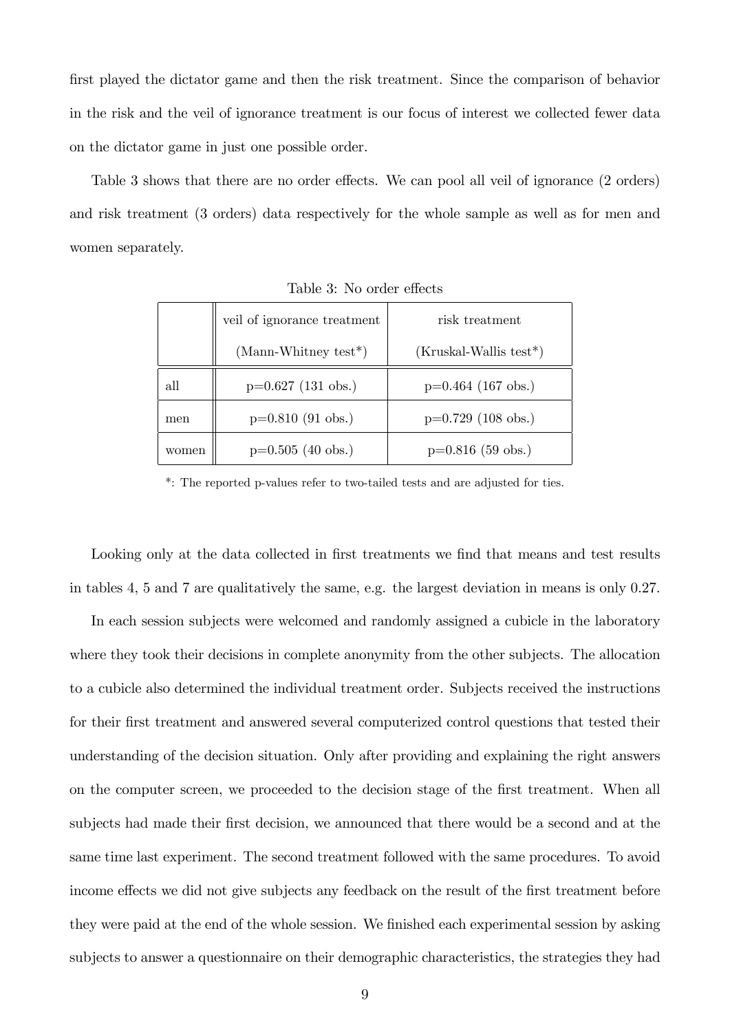first played the dictator game and then the risk treatment. Since the comparison of behavior in the risk and the veil of ignorance treatment is our focus of interest we collected fewer data on the dictator game in just one possible order.

Table 3 shows that there are no order effects. We can pool all veil of ignorance (2 orders) and risk treatment (3 orders) data respectively for the whole sample as well as for men and women separately.

Table 3: No order effects

| | veil of ignorance treatment (Mann-Whitney test*) | risk treatment (Kruskal-Wallis test*) |
|---|---|---|
| all | p=0.627 (131 obs.) | p=0.464 (167 obs.) |
| men | p=0.810 (91 obs.) | p=0.729 (108 obs.) |
| women | p=0.505 (40 obs.) | p=0.816 (59 obs.) |

*: The reported p-values refer to two-tailed tests and are adjusted for ties.

Looking only at the data collected in first treatments we find that means and test results in tables 4, 5 and 7 are qualitatively the same, e.g. the largest deviation in means is only 0.27.

In each session subjects were welcomed and randomly assigned a cubicle in the laboratory where they took their decisions in complete anonymity from the other subjects. The allocation to a cubicle also determined the individual treatment order. Subjects received the instructions for their first treatment and answered several computerized control questions that tested their understanding of the decision situation. Only after providing and explaining the right answers on the computer screen, we proceeded to the decision stage of the first treatment. When all subjects had made their first decision, we announced that there would be a second and at the same time last experiment. The second treatment followed with the same procedures. To avoid income effects we did not give subjects any feedback on the result of the first treatment before they were paid at the end of the whole session. We finished each experimental session by asking subjects to answer a questionnaire on their demographic characteristics, the strategies they had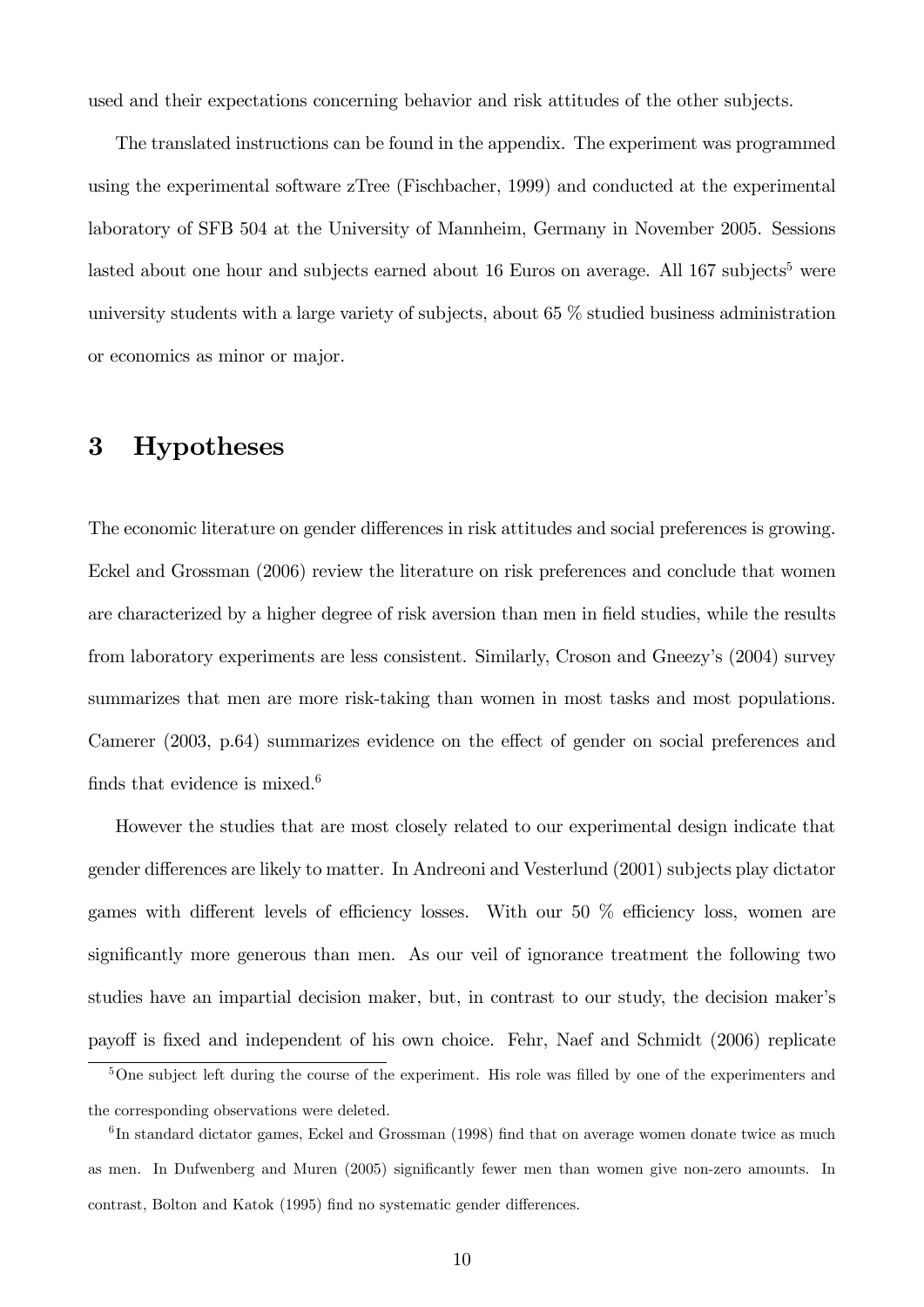used and their expectations concerning behavior and risk attitudes of the other subjects.

The translated instructions can be found in the appendix. The experiment was programmed using the experimental software zTree (Fischbacher, 1999) and conducted at the experimental laboratory of SFB 504 at the University of Mannheim, Germany in November 2005. Sessions lasted about one hour and subjects earned about 16 Euros on average. All 167 subjects[5] were university students with a large variety of subjects, about 65 % studied business administration or economics as minor or major.

# 3 Hypotheses

The economic literature on gender differences in risk attitudes and social preferences is growing. Eckel and Grossman (2006) review the literature on risk preferences and conclude that women are characterized by a higher degree of risk aversion than men in field studies, while the results from laboratory experiments are less consistent. Similarly, Croson and Gneezy's (2004) survey summarizes that men are more risk-taking than women in most tasks and most populations. Camerer (2003, p.64) summarizes evidence on the effect of gender on social preferences and finds that evidence is mixed.[6]

However the studies that are most closely related to our experimental design indicate that gender differences are likely to matter. In Andreoni and Vesterlund (2001) subjects play dictator games with different levels of efficiency losses. With our 50 % efficiency loss, women are significantly more generous than men. As our veil of ignorance treatment the following two studies have an impartial decision maker, but, in contrast to our study, the decision maker's payoff is fixed and independent of his own choice. Fehr, Naef and Schmidt (2006) replicate

[5] One subject left during the course of the experiment. His role was filled by one of the experimenters and the corresponding observations were deleted.

[6] In standard dictator games, Eckel and Grossman (1998) find that on average women donate twice as much as men. In Dufwenberg and Muren (2005) significantly fewer men than women give non-zero amounts. In contrast, Bolton and Katok (1995) find no systematic gender differences.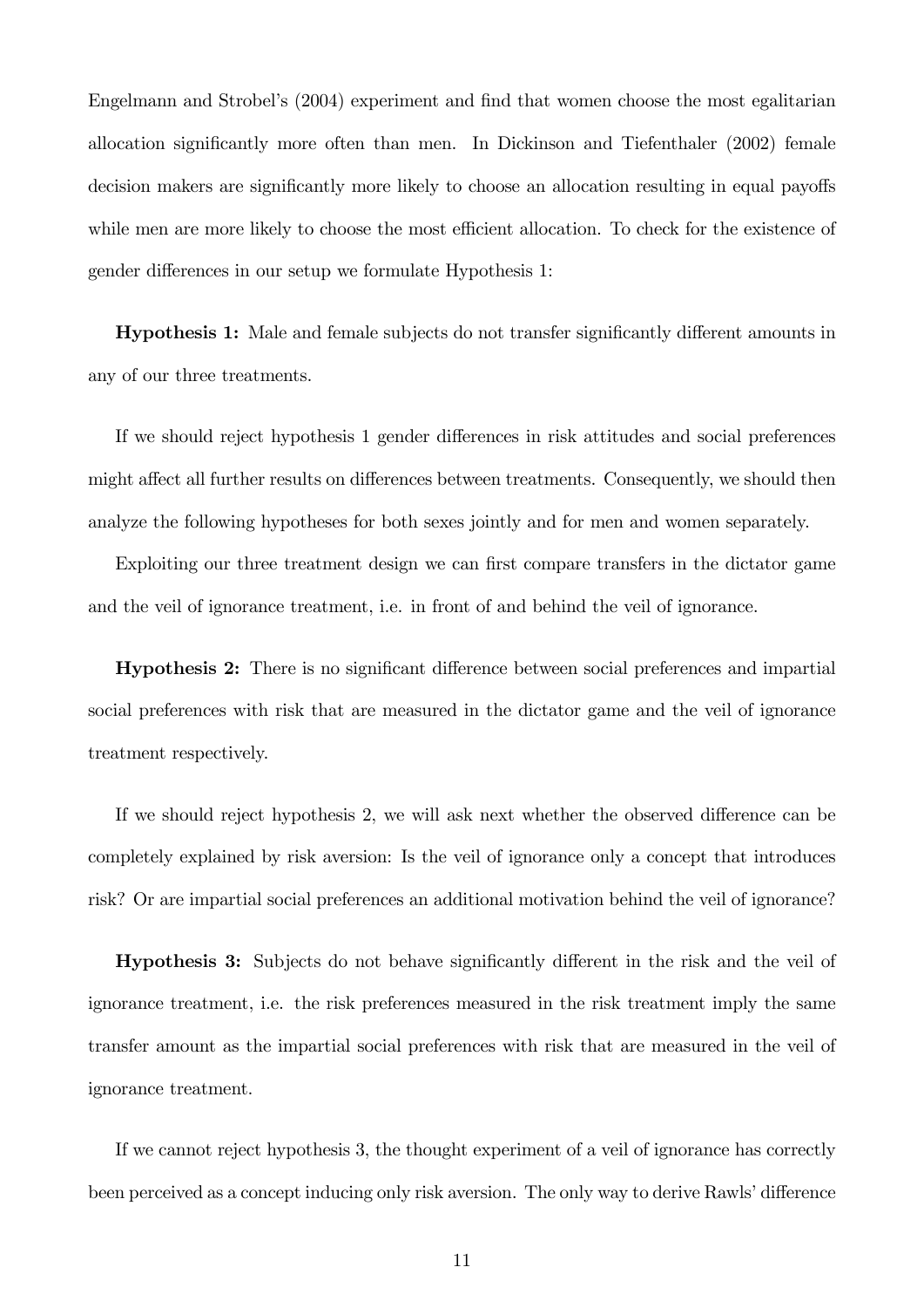Engelmann and Strobel's (2004) experiment and find that women choose the most egalitarian allocation significantly more often than men. In Dickinson and Tiefenthaler (2002) female decision makers are significantly more likely to choose an allocation resulting in equal payoffs while men are more likely to choose the most efficient allocation. To check for the existence of gender differences in our setup we formulate Hypothesis 1:

**Hypothesis 1:** Male and female subjects do not transfer significantly different amounts in any of our three treatments.

If we should reject hypothesis 1 gender differences in risk attitudes and social preferences might affect all further results on differences between treatments. Consequently, we should then analyze the following hypotheses for both sexes jointly and for men and women separately.

Exploiting our three treatment design we can first compare transfers in the dictator game and the veil of ignorance treatment, i.e. in front of and behind the veil of ignorance.

**Hypothesis 2:** There is no significant difference between social preferences and impartial social preferences with risk that are measured in the dictator game and the veil of ignorance treatment respectively.

If we should reject hypothesis 2, we will ask next whether the observed difference can be completely explained by risk aversion: Is the veil of ignorance only a concept that introduces risk? Or are impartial social preferences an additional motivation behind the veil of ignorance?

**Hypothesis 3:** Subjects do not behave significantly different in the risk and the veil of ignorance treatment, i.e. the risk preferences measured in the risk treatment imply the same transfer amount as the impartial social preferences with risk that are measured in the veil of ignorance treatment.

If we cannot reject hypothesis 3, the thought experiment of a veil of ignorance has correctly been perceived as a concept inducing only risk aversion. The only way to derive Rawls' difference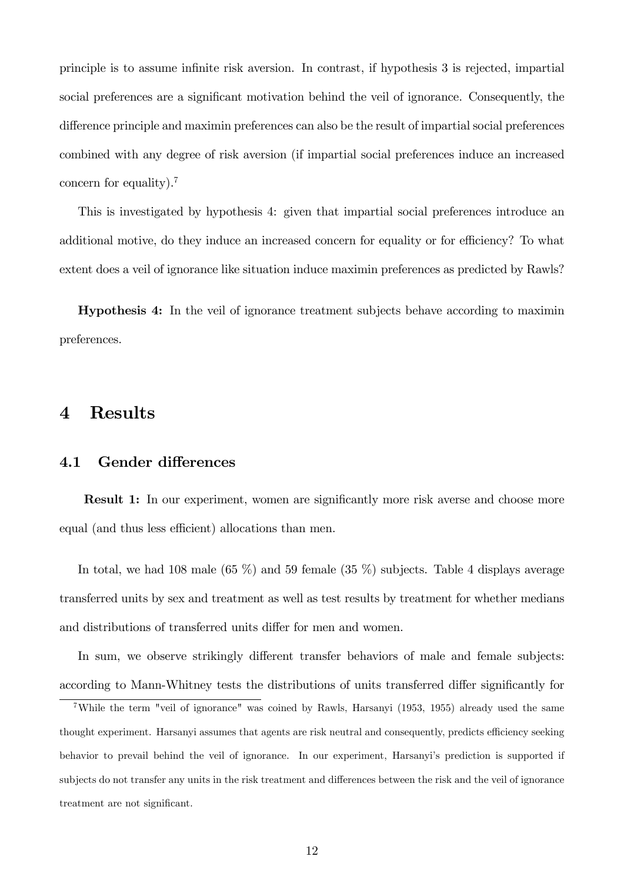principle is to assume infinite risk aversion. In contrast, if hypothesis 3 is rejected, impartial social preferences are a significant motivation behind the veil of ignorance. Consequently, the difference principle and maximin preferences can also be the result of impartial social preferences combined with any degree of risk aversion (if impartial social preferences induce an increased concern for equality).[7]

This is investigated by hypothesis 4: given that impartial social preferences introduce an additional motive, do they induce an increased concern for equality or for efficiency? To what extent does a veil of ignorance like situation induce maximin preferences as predicted by Rawls?

**Hypothesis 4:** In the veil of ignorance treatment subjects behave according to maximin preferences.

# 4 Results

## 4.1 Gender differences

**Result 1:** In our experiment, women are significantly more risk averse and choose more equal (and thus less efficient) allocations than men.

In total, we had 108 male (65 %) and 59 female (35 %) subjects. Table 4 displays average transferred units by sex and treatment as well as test results by treatment for whether medians and distributions of transferred units differ for men and women.

In sum, we observe strikingly different transfer behaviors of male and female subjects: according to Mann-Whitney tests the distributions of units transferred differ significantly for

[7] While the term "veil of ignorance" was coined by Rawls, Harsanyi (1953, 1955) already used the same thought experiment. Harsanyi assumes that agents are risk neutral and consequently, predicts efficiency seeking behavior to prevail behind the veil of ignorance. In our experiment, Harsanyi's prediction is supported if subjects do not transfer any units in the risk treatment and differences between the risk and the veil of ignorance treatment are not significant.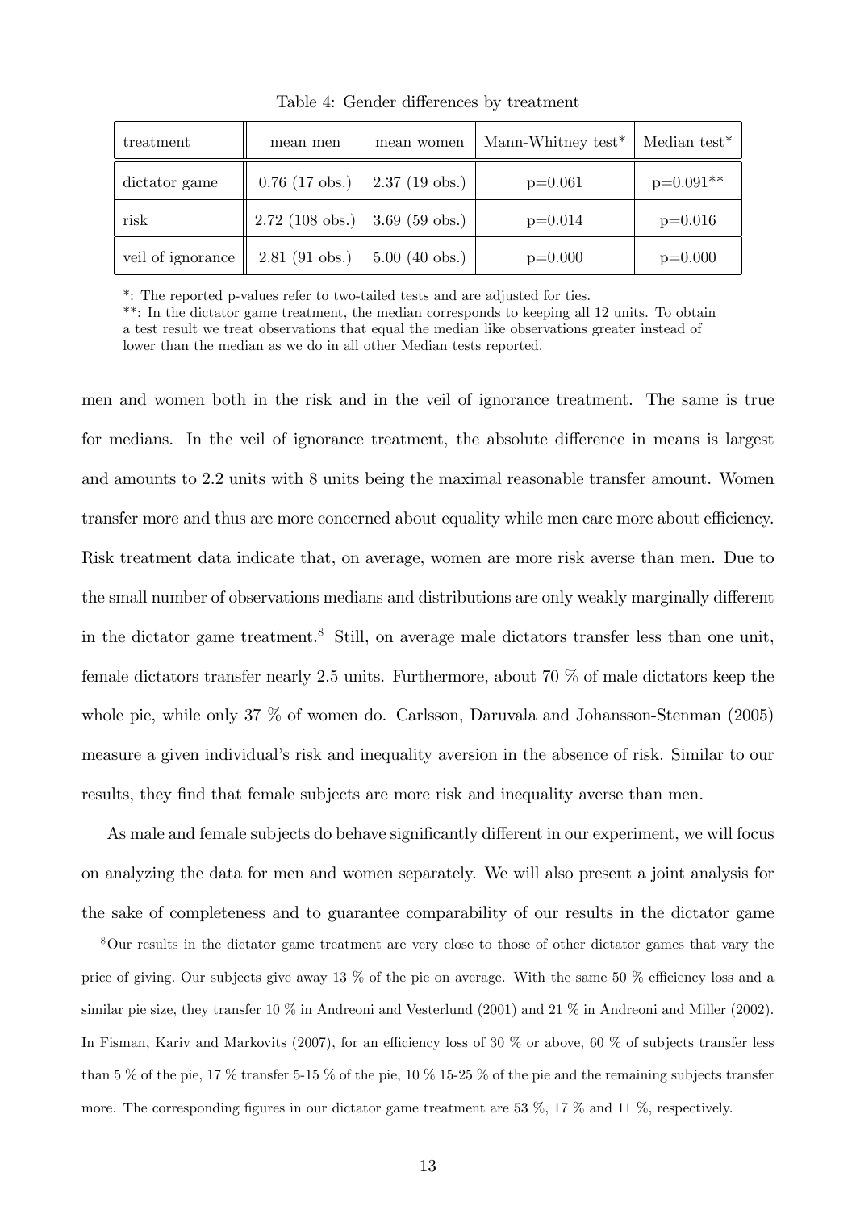Table 4: Gender differences by treatment

| treatment | mean men | mean women | Mann-Whitney test* | Median test* |
|---|---|---|---|---|
| dictator game | 0.76 (17 obs.) | 2.37 (19 obs.) | p=0.061 | p=0.091** |
| risk | 2.72 (108 obs.) | 3.69 (59 obs.) | p=0.014 | p=0.016 |
| veil of ignorance | 2.81 (91 obs.) | 5.00 (40 obs.) | p=0.000 | p=0.000 |

*: The reported p-values refer to two-tailed tests and are adjusted for ties.
**: In the dictator game treatment, the median corresponds to keeping all 12 units. To obtain a test result we treat observations that equal the median like observations greater instead of lower than the median as we do in all other Median tests reported.

men and women both in the risk and in the veil of ignorance treatment. The same is true for medians. In the veil of ignorance treatment, the absolute difference in means is largest and amounts to 2.2 units with 8 units being the maximal reasonable transfer amount. Women transfer more and thus are more concerned about equality while men care more about efficiency. Risk treatment data indicate that, on average, women are more risk averse than men. Due to the small number of observations medians and distributions are only weakly marginally different in the dictator game treatment.[8] Still, on average male dictators transfer less than one unit, female dictators transfer nearly 2.5 units. Furthermore, about 70 % of male dictators keep the whole pie, while only 37 % of women do. Carlsson, Daruvala and Johansson-Stenman (2005) measure a given individual's risk and inequality aversion in the absence of risk. Similar to our results, they find that female subjects are more risk and inequality averse than men.

As male and female subjects do behave significantly different in our experiment, we will focus on analyzing the data for men and women separately. We will also present a joint analysis for the sake of completeness and to guarantee comparability of our results in the dictator game

[8]Our results in the dictator game treatment are very close to those of other dictator games that vary the price of giving. Our subjects give away 13 % of the pie on average. With the same 50 % efficiency loss and a similar pie size, they transfer 10 % in Andreoni and Vesterlund (2001) and 21 % in Andreoni and Miller (2002). In Fisman, Kariv and Markovits (2007), for an efficiency loss of 30 % or above, 60 % of subjects transfer less than 5 % of the pie, 17 % transfer 5-15 % of the pie, 10 % 15-25 % of the pie and the remaining subjects transfer more. The corresponding figures in our dictator game treatment are 53 %, 17 % and 11 %, respectively.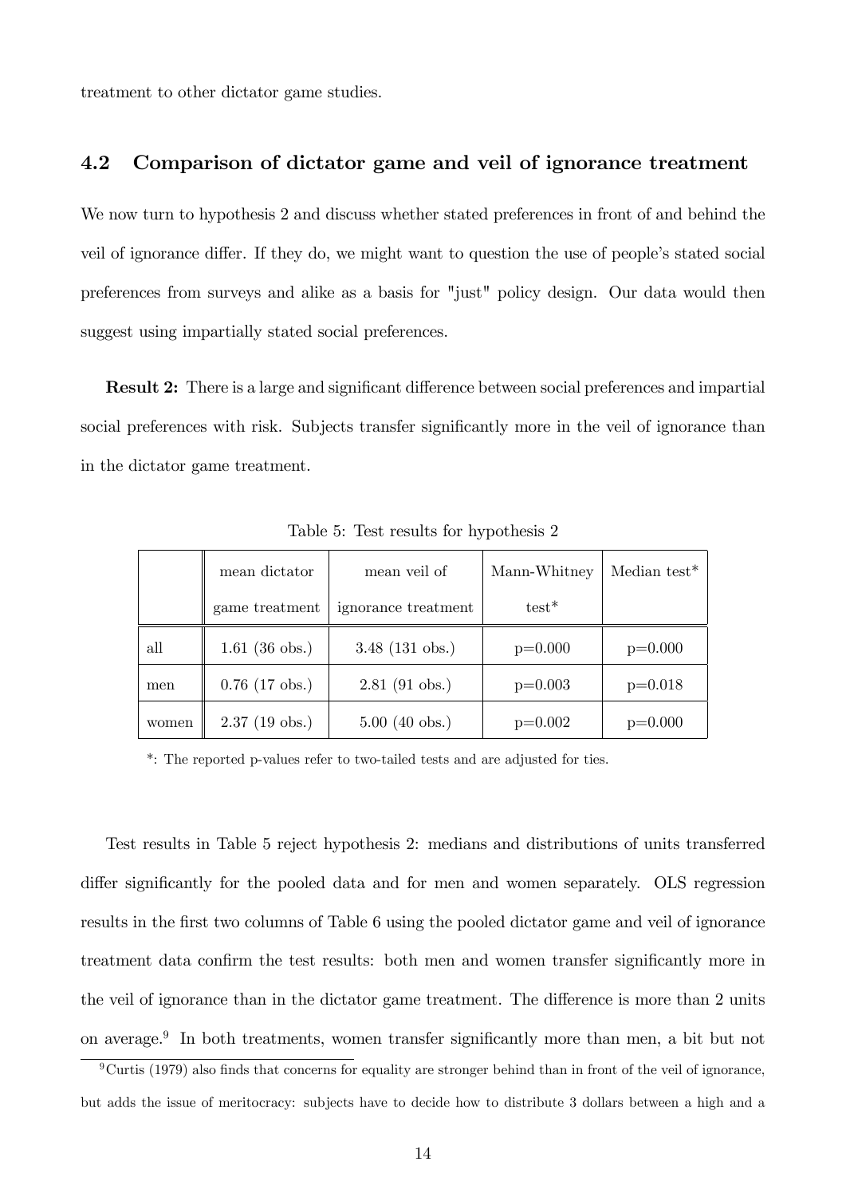treatment to other dictator game studies.

## 4.2 Comparison of dictator game and veil of ignorance treatment

We now turn to hypothesis 2 and discuss whether stated preferences in front of and behind the veil of ignorance differ. If they do, we might want to question the use of people's stated social preferences from surveys and alike as a basis for "just" policy design. Our data would then suggest using impartially stated social preferences.

**Result 2:** There is a large and significant difference between social preferences and impartial social preferences with risk. Subjects transfer significantly more in the veil of ignorance than in the dictator game treatment.

Table 5: Test results for hypothesis 2

| | mean dictator game treatment | mean veil of ignorance treatment | Mann-Whitney test* | Median test* |
|---|---|---|---|---|
| all | 1.61 (36 obs.) | 3.48 (131 obs.) | p=0.000 | p=0.000 |
| men | 0.76 (17 obs.) | 2.81 (91 obs.) | p=0.003 | p=0.018 |
| women | 2.37 (19 obs.) | 5.00 (40 obs.) | p=0.002 | p=0.000 |

*: The reported p-values refer to two-tailed tests and are adjusted for ties.

Test results in Table 5 reject hypothesis 2: medians and distributions of units transferred differ significantly for the pooled data and for men and women separately. OLS regression results in the first two columns of Table 6 using the pooled dictator game and veil of ignorance treatment data confirm the test results: both men and women transfer significantly more in the veil of ignorance than in the dictator game treatment. The difference is more than 2 units on average.[9] In both treatments, women transfer significantly more than men, a bit but not

[9]Curtis (1979) also finds that concerns for equality are stronger behind than in front of the veil of ignorance, but adds the issue of meritocracy: subjects have to decide how to distribute 3 dollars between a high and a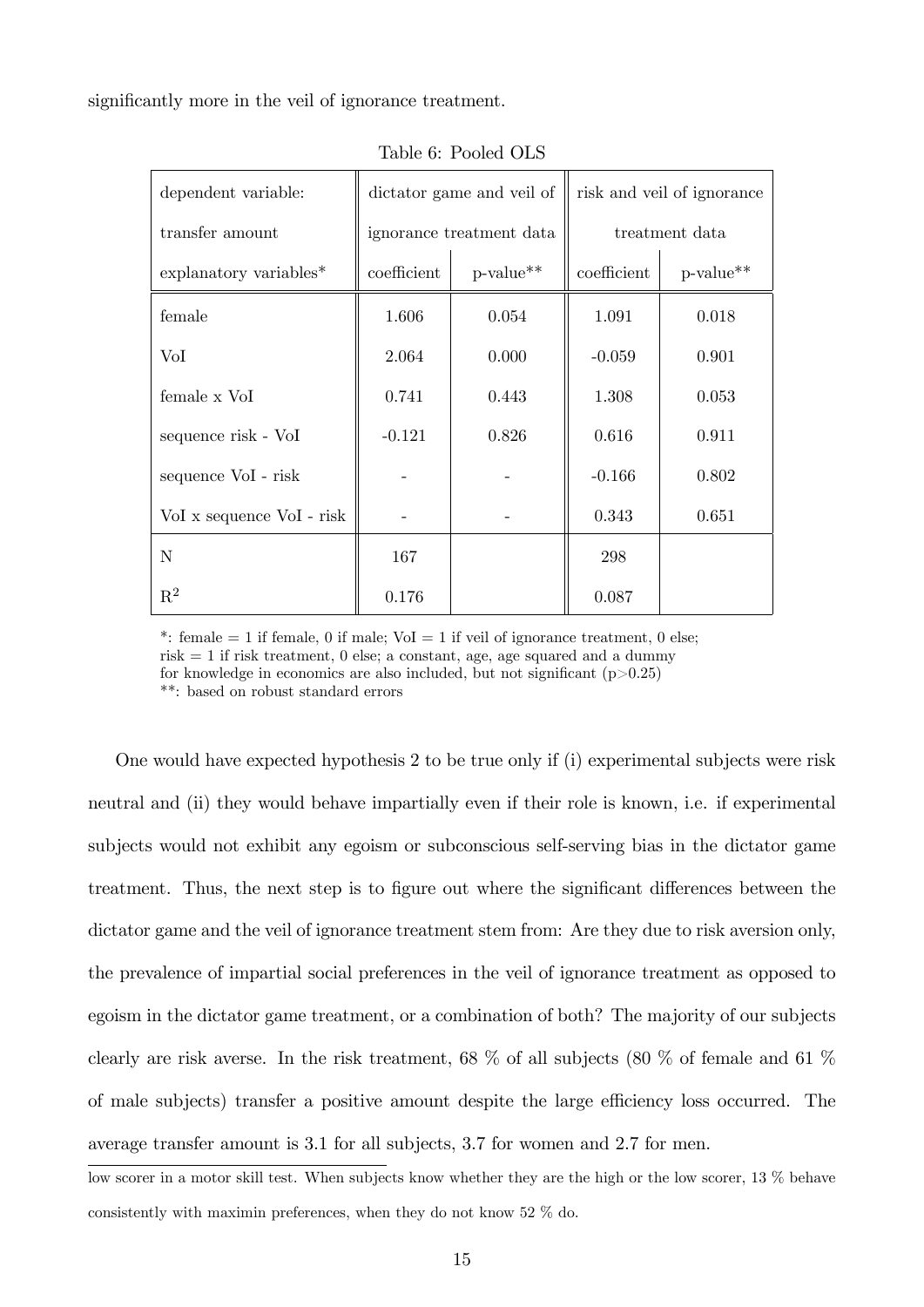significantly more in the veil of ignorance treatment.

Table 6: Pooled OLS

| dependent variable: transfer amount | dictator game and veil of ignorance treatment data | | risk and veil of ignorance treatment data | |
|---|---|---|---|---|
| explanatory variables* | coefficient | p-value** | coefficient | p-value** |
| female | 1.606 | 0.054 | 1.091 | 0.018 |
| VoI | 2.064 | 0.000 | -0.059 | 0.901 |
| female x VoI | 0.741 | 0.443 | 1.308 | 0.053 |
| sequence risk - VoI | -0.121 | 0.826 | 0.616 | 0.911 |
| sequence VoI - risk | - | - | -0.166 | 0.802 |
| VoI x sequence VoI - risk | - | - | 0.343 | 0.651 |
| N | 167 | | 298 | |
| $R^2$ | 0.176 | | 0.087 | |

*: female = 1 if female, 0 if male; VoI = 1 if veil of ignorance treatment, 0 else; risk = 1 if risk treatment, 0 else; a constant, age, age squared and a dummy for knowledge in economics are also included, but not significant ($p>0.25$)
**: based on robust standard errors

One would have expected hypothesis 2 to be true only if (i) experimental subjects were risk neutral and (ii) they would behave impartially even if their role is known, i.e. if experimental subjects would not exhibit any egoism or subconscious self-serving bias in the dictator game treatment. Thus, the next step is to figure out where the significant differences between the dictator game and the veil of ignorance treatment stem from: Are they due to risk aversion only, the prevalence of impartial social preferences in the veil of ignorance treatment as opposed to egoism in the dictator game treatment, or a combination of both? The majority of our subjects clearly are risk averse. In the risk treatment, 68 % of all subjects (80 % of female and 61 % of male subjects) transfer a positive amount despite the large efficiency loss occurred. The average transfer amount is 3.1 for all subjects, 3.7 for women and 2.7 for men.

low scorer in a motor skill test. When subjects know whether they are the high or the low scorer, 13 % behave consistently with maximin preferences, when they do not know 52 % do.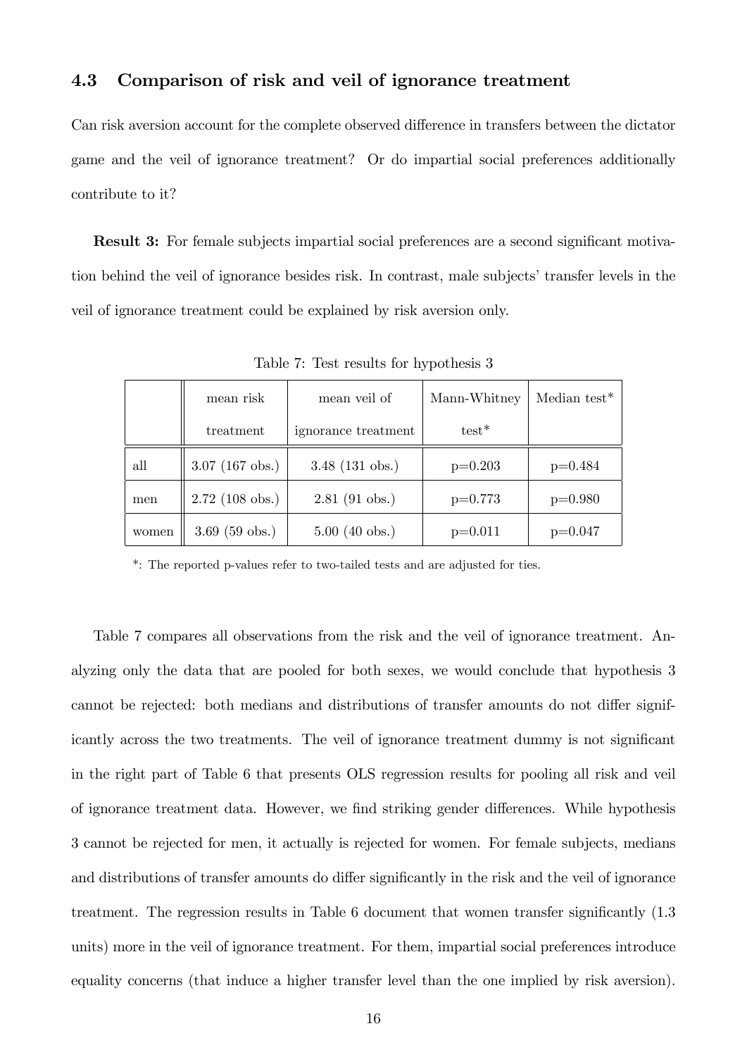### 4.3 Comparison of risk and veil of ignorance treatment

Can risk aversion account for the complete observed difference in transfers between the dictator game and the veil of ignorance treatment? Or do impartial social preferences additionally contribute to it?

**Result 3:** For female subjects impartial social preferences are a second significant motivation behind the veil of ignorance besides risk. In contrast, male subjects' transfer levels in the veil of ignorance treatment could be explained by risk aversion only.

Table 7: Test results for hypothesis 3

| | mean risk treatment | mean veil of ignorance treatment | Mann-Whitney test* | Median test* |
|---|---|---|---|---|
| all | 3.07 (167 obs.) | 3.48 (131 obs.) | p=0.203 | p=0.484 |
| men | 2.72 (108 obs.) | 2.81 (91 obs.) | p=0.773 | p=0.980 |
| women | 3.69 (59 obs.) | 5.00 (40 obs.) | p=0.011 | p=0.047 |

*: The reported p-values refer to two-tailed tests and are adjusted for ties.

Table 7 compares all observations from the risk and the veil of ignorance treatment. Analyzing only the data that are pooled for both sexes, we would conclude that hypothesis 3 cannot be rejected: both medians and distributions of transfer amounts do not differ significantly across the two treatments. The veil of ignorance treatment dummy is not significant in the right part of Table 6 that presents OLS regression results for pooling all risk and veil of ignorance treatment data. However, we find striking gender differences. While hypothesis 3 cannot be rejected for men, it actually is rejected for women. For female subjects, medians and distributions of transfer amounts do differ significantly in the risk and the veil of ignorance treatment. The regression results in Table 6 document that women transfer significantly (1.3 units) more in the veil of ignorance treatment. For them, impartial social preferences introduce equality concerns (that induce a higher transfer level than the one implied by risk aversion).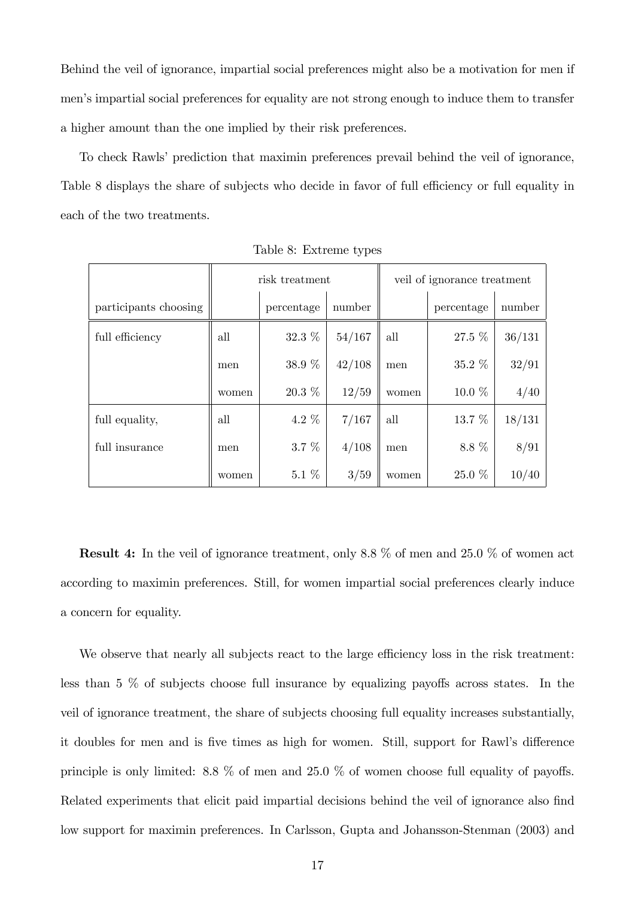Behind the veil of ignorance, impartial social preferences might also be a motivation for men if men's impartial social preferences for equality are not strong enough to induce them to transfer a higher amount than the one implied by their risk preferences.

To check Rawls' prediction that maximin preferences prevail behind the veil of ignorance, Table 8 displays the share of subjects who decide in favor of full efficiency or full equality in each of the two treatments.

Table 8: Extreme types

| | risk treatment | | | veil of ignorance treatment | | |
|---|---|---|---|---|---|---|
| participants choosing | | percentage | number | | percentage | number |
| full efficiency | all | 32.3 % | 54/167 | all | 27.5 % | 36/131 |
| | men | 38.9 % | 42/108 | men | 35.2 % | 32/91 |
| | women | 20.3 % | 12/59 | women | 10.0 % | 4/40 |
| full equality, | all | 4.2 % | 7/167 | all | 13.7 % | 18/131 |
| full insurance | men | 3.7 % | 4/108 | men | 8.8 % | 8/91 |
| | women | 5.1 % | 3/59 | women | 25.0 % | 10/40 |

**Result 4:** In the veil of ignorance treatment, only 8.8 % of men and 25.0 % of women act according to maximin preferences. Still, for women impartial social preferences clearly induce a concern for equality.

We observe that nearly all subjects react to the large efficiency loss in the risk treatment: less than 5 % of subjects choose full insurance by equalizing payoffs across states. In the veil of ignorance treatment, the share of subjects choosing full equality increases substantially, it doubles for men and is five times as high for women. Still, support for Rawl's difference principle is only limited: 8.8 % of men and 25.0 % of women choose full equality of payoffs. Related experiments that elicit paid impartial decisions behind the veil of ignorance also find low support for maximin preferences. In Carlsson, Gupta and Johansson-Stenman (2003) and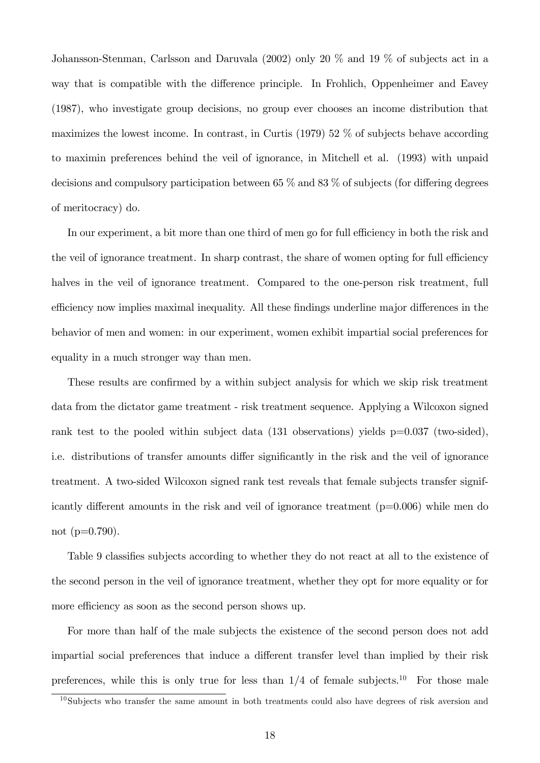Johansson-Stenman, Carlsson and Daruvala (2002) only 20 % and 19 % of subjects act in a way that is compatible with the difference principle. In Frohlich, Oppenheimer and Eavey (1987), who investigate group decisions, no group ever chooses an income distribution that maximizes the lowest income. In contrast, in Curtis (1979) 52 % of subjects behave according to maximin preferences behind the veil of ignorance, in Mitchell et al. (1993) with unpaid decisions and compulsory participation between 65 % and 83 % of subjects (for differing degrees of meritocracy) do.

In our experiment, a bit more than one third of men go for full efficiency in both the risk and the veil of ignorance treatment. In sharp contrast, the share of women opting for full efficiency halves in the veil of ignorance treatment. Compared to the one-person risk treatment, full efficiency now implies maximal inequality. All these findings underline major differences in the behavior of men and women: in our experiment, women exhibit impartial social preferences for equality in a much stronger way than men.

These results are confirmed by a within subject analysis for which we skip risk treatment data from the dictator game treatment - risk treatment sequence. Applying a Wilcoxon signed rank test to the pooled within subject data (131 observations) yields p=0.037 (two-sided), i.e. distributions of transfer amounts differ significantly in the risk and the veil of ignorance treatment. A two-sided Wilcoxon signed rank test reveals that female subjects transfer significantly different amounts in the risk and veil of ignorance treatment (p=0.006) while men do not (p=0.790).

Table 9 classifies subjects according to whether they do not react at all to the existence of the second person in the veil of ignorance treatment, whether they opt for more equality or for more efficiency as soon as the second person shows up.

For more than half of the male subjects the existence of the second person does not add impartial social preferences that induce a different transfer level than implied by their risk preferences, while this is only true for less than 1/4 of female subjects.[10] For those male

[10] Subjects who transfer the same amount in both treatments could also have degrees of risk aversion and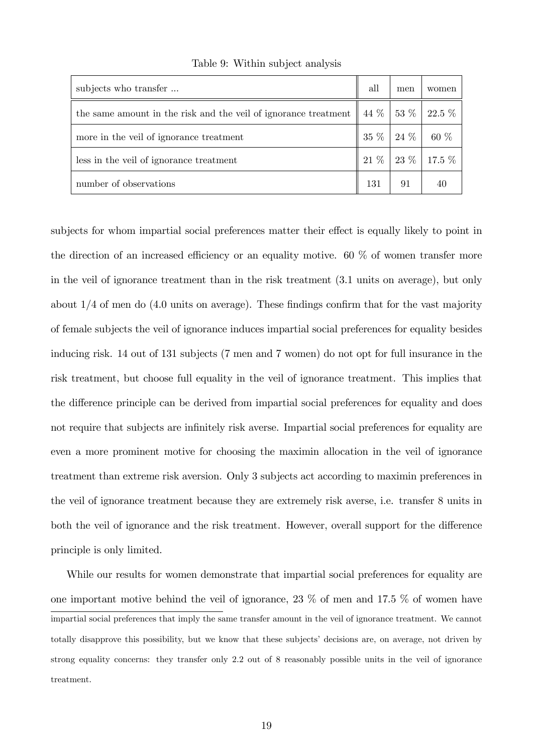Table 9: Within subject analysis

| subjects who transfer ... | all | men | women |
|---|---|---|---|
| the same amount in the risk and the veil of ignorance treatment | 44 % | 53 % | 22.5 % |
| more in the veil of ignorance treatment | 35 % | 24 % | 60 % |
| less in the veil of ignorance treatment | 21 % | 23 % | 17.5 % |
| number of observations | 131 | 91 | 40 |

subjects for whom impartial social preferences matter their effect is equally likely to point in the direction of an increased efficiency or an equality motive. 60 % of women transfer more in the veil of ignorance treatment than in the risk treatment (3.1 units on average), but only about 1/4 of men do (4.0 units on average). These findings confirm that for the vast majority of female subjects the veil of ignorance induces impartial social preferences for equality besides inducing risk. 14 out of 131 subjects (7 men and 7 women) do not opt for full insurance in the risk treatment, but choose full equality in the veil of ignorance treatment. This implies that the difference principle can be derived from impartial social preferences for equality and does not require that subjects are infinitely risk averse. Impartial social preferences for equality are even a more prominent motive for choosing the maximin allocation in the veil of ignorance treatment than extreme risk aversion. Only 3 subjects act according to maximin preferences in the veil of ignorance treatment because they are extremely risk averse, i.e. transfer 8 units in both the veil of ignorance and the risk treatment. However, overall support for the difference principle is only limited.

While our results for women demonstrate that impartial social preferences for equality are one important motive behind the veil of ignorance, 23 % of men and 17.5 % of women have

impartial social preferences that imply the same transfer amount in the veil of ignorance treatment. We cannot totally disapprove this possibility, but we know that these subjects' decisions are, on average, not driven by strong equality concerns: they transfer only 2.2 out of 8 reasonably possible units in the veil of ignorance treatment.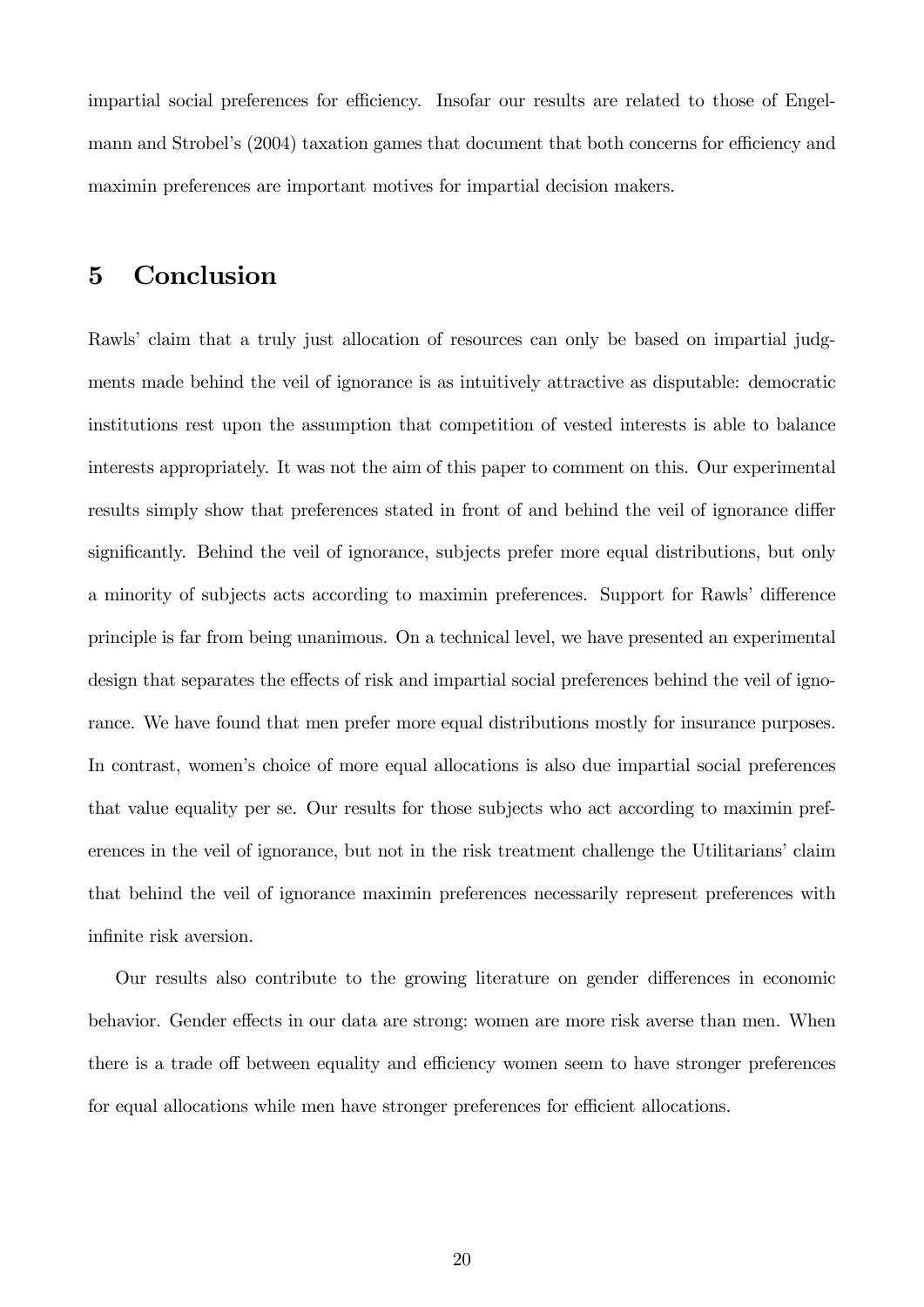impartial social preferences for efficiency. Insofar our results are related to those of Engelmann and Strobel's (2004) taxation games that document that both concerns for efficiency and maximin preferences are important motives for impartial decision makers.

# 5 Conclusion

Rawls' claim that a truly just allocation of resources can only be based on impartial judgments made behind the veil of ignorance is as intuitively attractive as disputable: democratic institutions rest upon the assumption that competition of vested interests is able to balance interests appropriately. It was not the aim of this paper to comment on this. Our experimental results simply show that preferences stated in front of and behind the veil of ignorance differ significantly. Behind the veil of ignorance, subjects prefer more equal distributions, but only a minority of subjects acts according to maximin preferences. Support for Rawls' difference principle is far from being unanimous. On a technical level, we have presented an experimental design that separates the effects of risk and impartial social preferences behind the veil of ignorance. We have found that men prefer more equal distributions mostly for insurance purposes. In contrast, women's choice of more equal allocations is also due impartial social preferences that value equality per se. Our results for those subjects who act according to maximin preferences in the veil of ignorance, but not in the risk treatment challenge the Utilitarians' claim that behind the veil of ignorance maximin preferences necessarily represent preferences with infinite risk aversion.

Our results also contribute to the growing literature on gender differences in economic behavior. Gender effects in our data are strong: women are more risk averse than men. When there is a trade off between equality and efficiency women seem to have stronger preferences for equal allocations while men have stronger preferences for efficient allocations.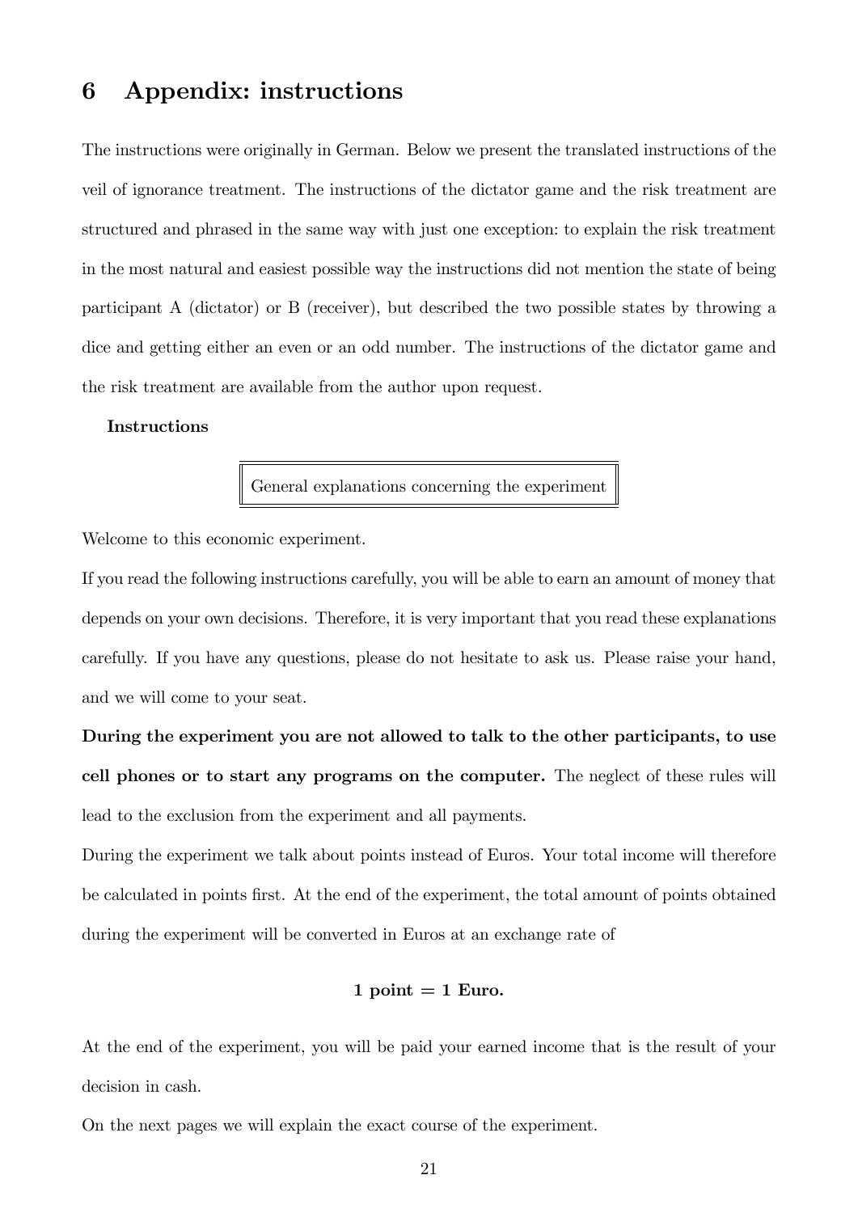# 6 Appendix: instructions

The instructions were originally in German. Below we present the translated instructions of the veil of ignorance treatment. The instructions of the dictator game and the risk treatment are structured and phrased in the same way with just one exception: to explain the risk treatment in the most natural and easiest possible way the instructions did not mention the state of being participant A (dictator) or B (receiver), but described the two possible states by throwing a dice and getting either an even or an odd number. The instructions of the dictator game and the risk treatment are available from the author upon request.

**Instructions**

General explanations concerning the experiment

Welcome to this economic experiment.

If you read the following instructions carefully, you will be able to earn an amount of money that depends on your own decisions. Therefore, it is very important that you read these explanations carefully. If you have any questions, please do not hesitate to ask us. Please raise your hand, and we will come to your seat.

**During the experiment you are not allowed to talk to the other participants, to use cell phones or to start any programs on the computer.** The neglect of these rules will lead to the exclusion from the experiment and all payments.

During the experiment we talk about points instead of Euros. Your total income will therefore be calculated in points first. At the end of the experiment, the total amount of points obtained during the experiment will be converted in Euros at an exchange rate of

**1 point = 1 Euro.**

At the end of the experiment, you will be paid your earned income that is the result of your decision in cash.

On the next pages we will explain the exact course of the experiment.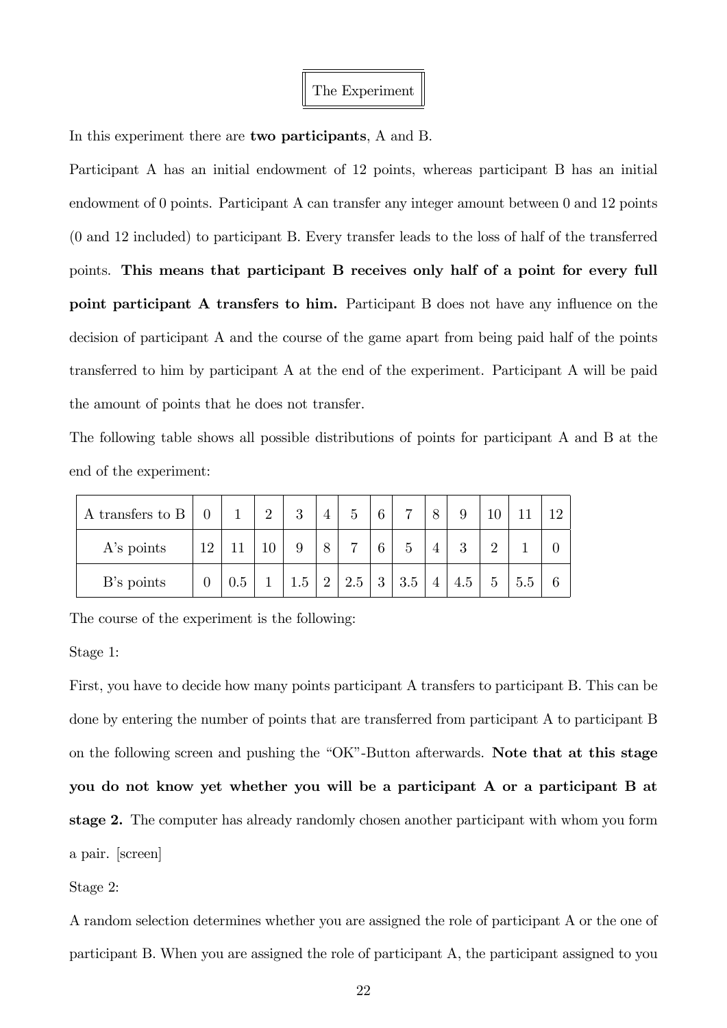## The Experiment

In this experiment there are **two participants**, A and B.

Participant A has an initial endowment of 12 points, whereas participant B has an initial endowment of 0 points. Participant A can transfer any integer amount between 0 and 12 points (0 and 12 included) to participant B. Every transfer leads to the loss of half of the transferred points. **This means that participant B receives only half of a point for every full point participant A transfers to him.** Participant B does not have any influence on the decision of participant A and the course of the game apart from being paid half of the points transferred to him by participant A at the end of the experiment. Participant A will be paid the amount of points that he does not transfer.

The following table shows all possible distributions of points for participant A and B at the end of the experiment:

| A transfers to B | 0 | 1 | 2 | 3 | 4 | 5 | 6 | 7 | 8 | 9 | 10 | 11 | 12 |
|---|---|---|---|---|---|---|---|---|---|---|---|---|---|
| A's points | 12 | 11 | 10 | 9 | 8 | 7 | 6 | 5 | 4 | 3 | 2 | 1 | 0 |
| B's points | 0 | 0.5 | 1 | 1.5 | 2 | 2.5 | 3 | 3.5 | 4 | 4.5 | 5 | 5.5 | 6 |

The course of the experiment is the following:

Stage 1:

First, you have to decide how many points participant A transfers to participant B. This can be done by entering the number of points that are transferred from participant A to participant B on the following screen and pushing the "OK"-Button afterwards. **Note that at this stage you do not know yet whether you will be a participant A or a participant B at stage 2.** The computer has already randomly chosen another participant with whom you form a pair. [screen]

Stage 2:

A random selection determines whether you are assigned the role of participant A or the one of participant B. When you are assigned the role of participant A, the participant assigned to you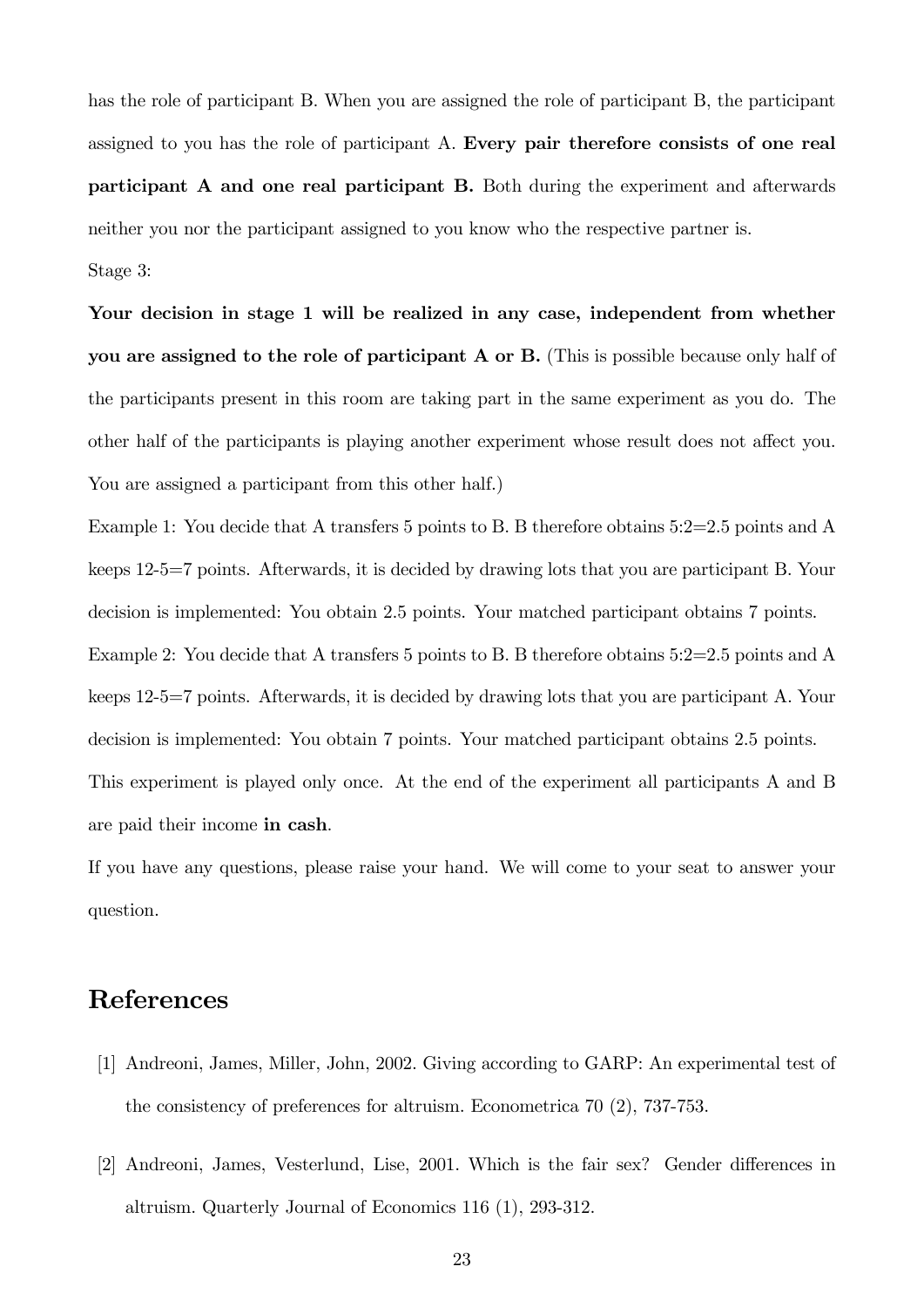has the role of participant B. When you are assigned the role of participant B, the participant assigned to you has the role of participant A. **Every pair therefore consists of one real participant A and one real participant B.** Both during the experiment and afterwards neither you nor the participant assigned to you know who the respective partner is.

Stage 3:

**Your decision in stage 1 will be realized in any case, independent from whether you are assigned to the role of participant A or B.** (This is possible because only half of the participants present in this room are taking part in the same experiment as you do. The other half of the participants is playing another experiment whose result does not affect you. You are assigned a participant from this other half.)

Example 1: You decide that A transfers 5 points to B. B therefore obtains 5:2=2.5 points and A keeps 12-5=7 points. Afterwards, it is decided by drawing lots that you are participant B. Your decision is implemented: You obtain 2.5 points. Your matched participant obtains 7 points.

Example 2: You decide that A transfers 5 points to B. B therefore obtains 5:2=2.5 points and A keeps 12-5=7 points. Afterwards, it is decided by drawing lots that you are participant A. Your decision is implemented: You obtain 7 points. Your matched participant obtains 2.5 points.

This experiment is played only once. At the end of the experiment all participants A and B are paid their income **in cash**.

If you have any questions, please raise your hand. We will come to your seat to answer your question.

# References

[1] Andreoni, James, Miller, John, 2002. Giving according to GARP: An experimental test of the consistency of preferences for altruism. Econometrica 70 (2), 737-753.

[2] Andreoni, James, Vesterlund, Lise, 2001. Which is the fair sex? Gender differences in altruism. Quarterly Journal of Economics 116 (1), 293-312.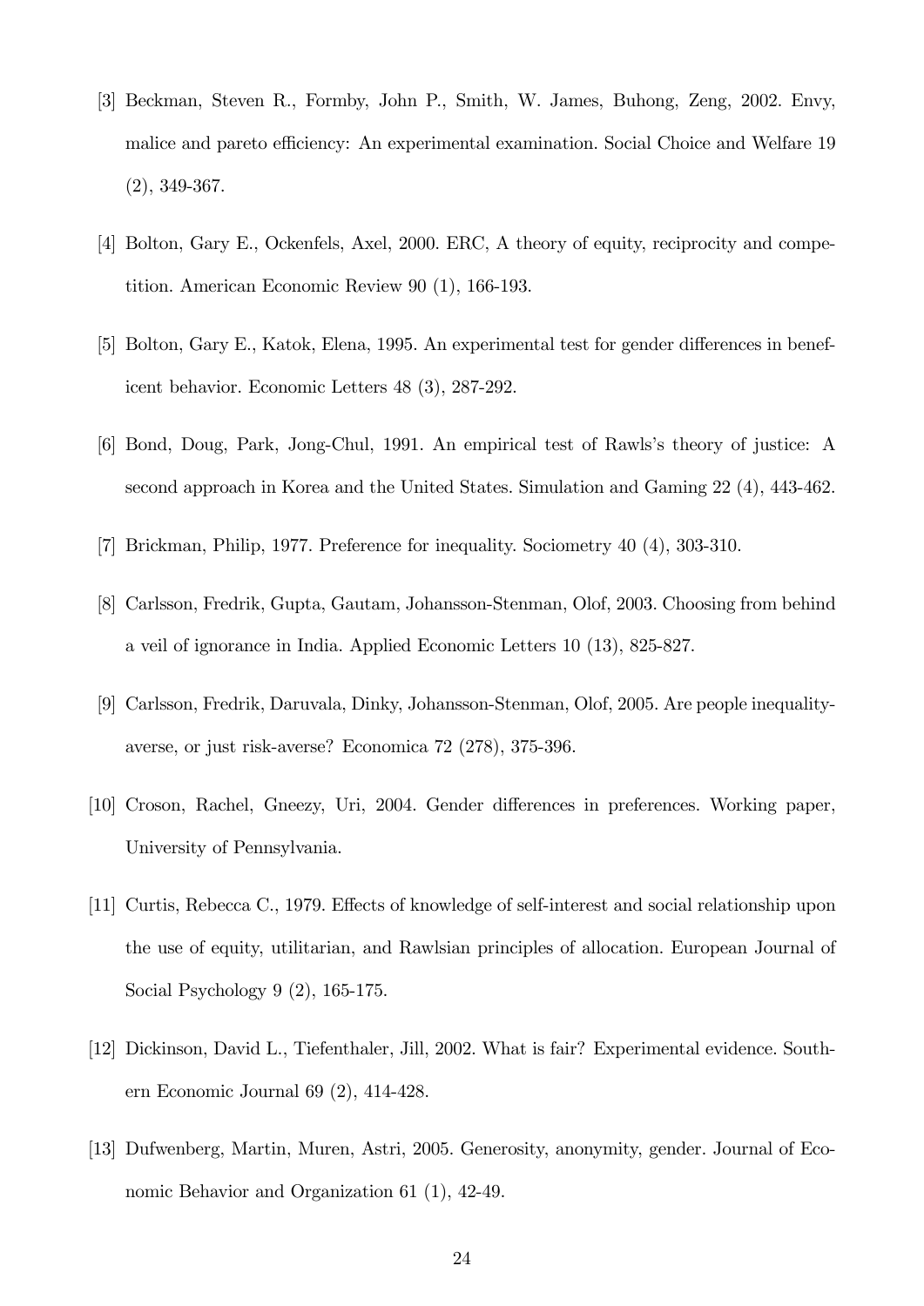[3] Beckman, Steven R., Formby, John P., Smith, W. James, Buhong, Zeng, 2002. Envy, malice and pareto efficiency: An experimental examination. Social Choice and Welfare 19 (2), 349-367.

[4] Bolton, Gary E., Ockenfels, Axel, 2000. ERC, A theory of equity, reciprocity and competition. American Economic Review 90 (1), 166-193.

[5] Bolton, Gary E., Katok, Elena, 1995. An experimental test for gender differences in beneficent behavior. Economic Letters 48 (3), 287-292.

[6] Bond, Doug, Park, Jong-Chul, 1991. An empirical test of Rawls's theory of justice: A second approach in Korea and the United States. Simulation and Gaming 22 (4), 443-462.

[7] Brickman, Philip, 1977. Preference for inequality. Sociometry 40 (4), 303-310.

[8] Carlsson, Fredrik, Gupta, Gautam, Johansson-Stenman, Olof, 2003. Choosing from behind a veil of ignorance in India. Applied Economic Letters 10 (13), 825-827.

[9] Carlsson, Fredrik, Daruvala, Dinky, Johansson-Stenman, Olof, 2005. Are people inequality-averse, or just risk-averse? Economica 72 (278), 375-396.

[10] Croson, Rachel, Gneezy, Uri, 2004. Gender differences in preferences. Working paper, University of Pennsylvania.

[11] Curtis, Rebecca C., 1979. Effects of knowledge of self-interest and social relationship upon the use of equity, utilitarian, and Rawlsian principles of allocation. European Journal of Social Psychology 9 (2), 165-175.

[12] Dickinson, David L., Tiefenthaler, Jill, 2002. What is fair? Experimental evidence. Southern Economic Journal 69 (2), 414-428.

[13] Dufwenberg, Martin, Muren, Astri, 2005. Generosity, anonymity, gender. Journal of Economic Behavior and Organization 61 (1), 42-49.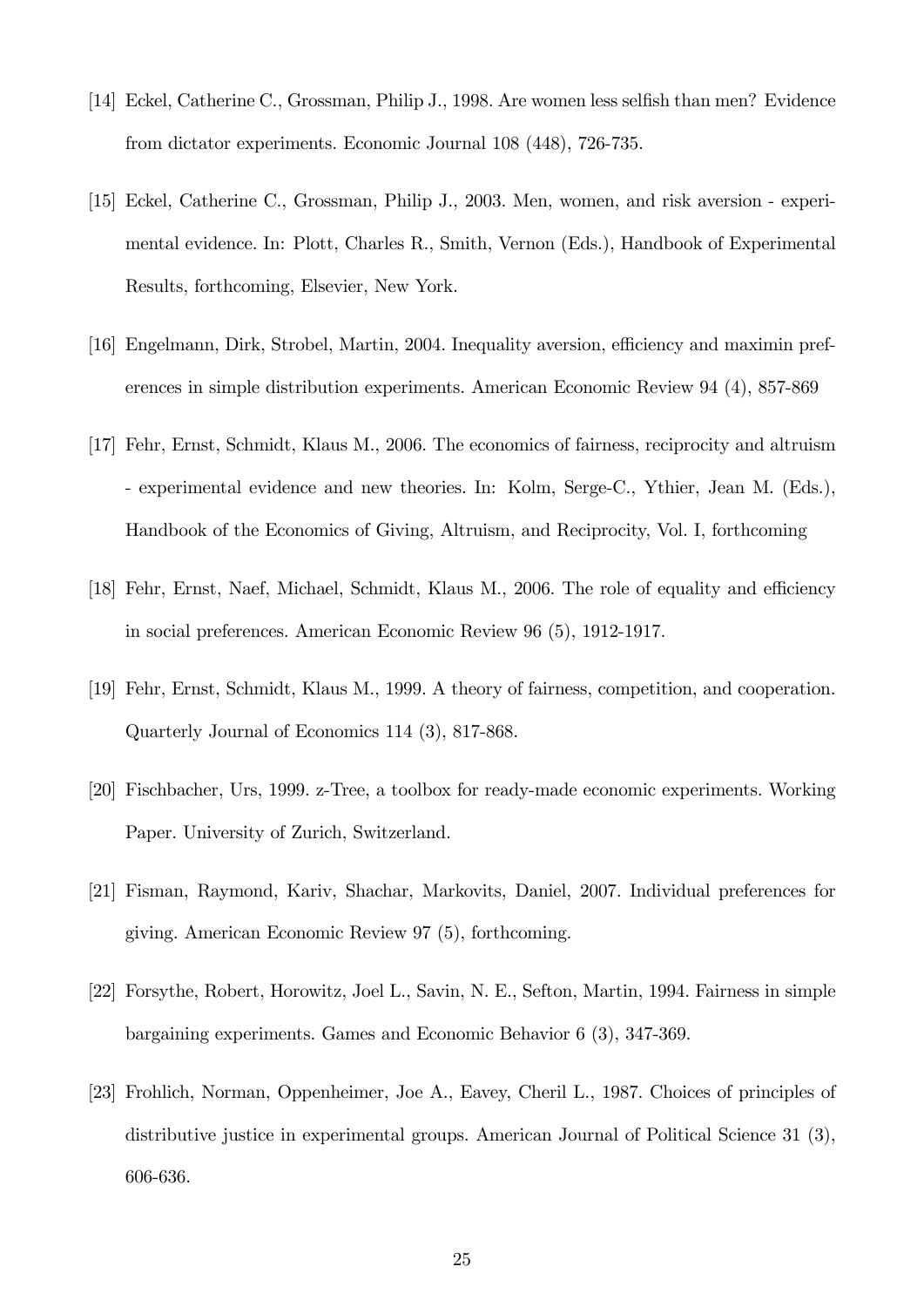[14] Eckel, Catherine C., Grossman, Philip J., 1998. Are women less selfish than men? Evidence from dictator experiments. Economic Journal 108 (448), 726-735.

[15] Eckel, Catherine C., Grossman, Philip J., 2003. Men, women, and risk aversion - experimental evidence. In: Plott, Charles R., Smith, Vernon (Eds.), Handbook of Experimental Results, forthcoming, Elsevier, New York.

[16] Engelmann, Dirk, Strobel, Martin, 2004. Inequality aversion, efficiency and maximin preferences in simple distribution experiments. American Economic Review 94 (4), 857-869

[17] Fehr, Ernst, Schmidt, Klaus M., 2006. The economics of fairness, reciprocity and altruism - experimental evidence and new theories. In: Kolm, Serge-C., Ythier, Jean M. (Eds.), Handbook of the Economics of Giving, Altruism, and Reciprocity, Vol. I, forthcoming

[18] Fehr, Ernst, Naef, Michael, Schmidt, Klaus M., 2006. The role of equality and efficiency in social preferences. American Economic Review 96 (5), 1912-1917.

[19] Fehr, Ernst, Schmidt, Klaus M., 1999. A theory of fairness, competition, and cooperation. Quarterly Journal of Economics 114 (3), 817-868.

[20] Fischbacher, Urs, 1999. z-Tree, a toolbox for ready-made economic experiments. Working Paper. University of Zurich, Switzerland.

[21] Fisman, Raymond, Kariv, Shachar, Markovits, Daniel, 2007. Individual preferences for giving. American Economic Review 97 (5), forthcoming.

[22] Forsythe, Robert, Horowitz, Joel L., Savin, N. E., Sefton, Martin, 1994. Fairness in simple bargaining experiments. Games and Economic Behavior 6 (3), 347-369.

[23] Frohlich, Norman, Oppenheimer, Joe A., Eavey, Cheril L., 1987. Choices of principles of distributive justice in experimental groups. American Journal of Political Science 31 (3), 606-636.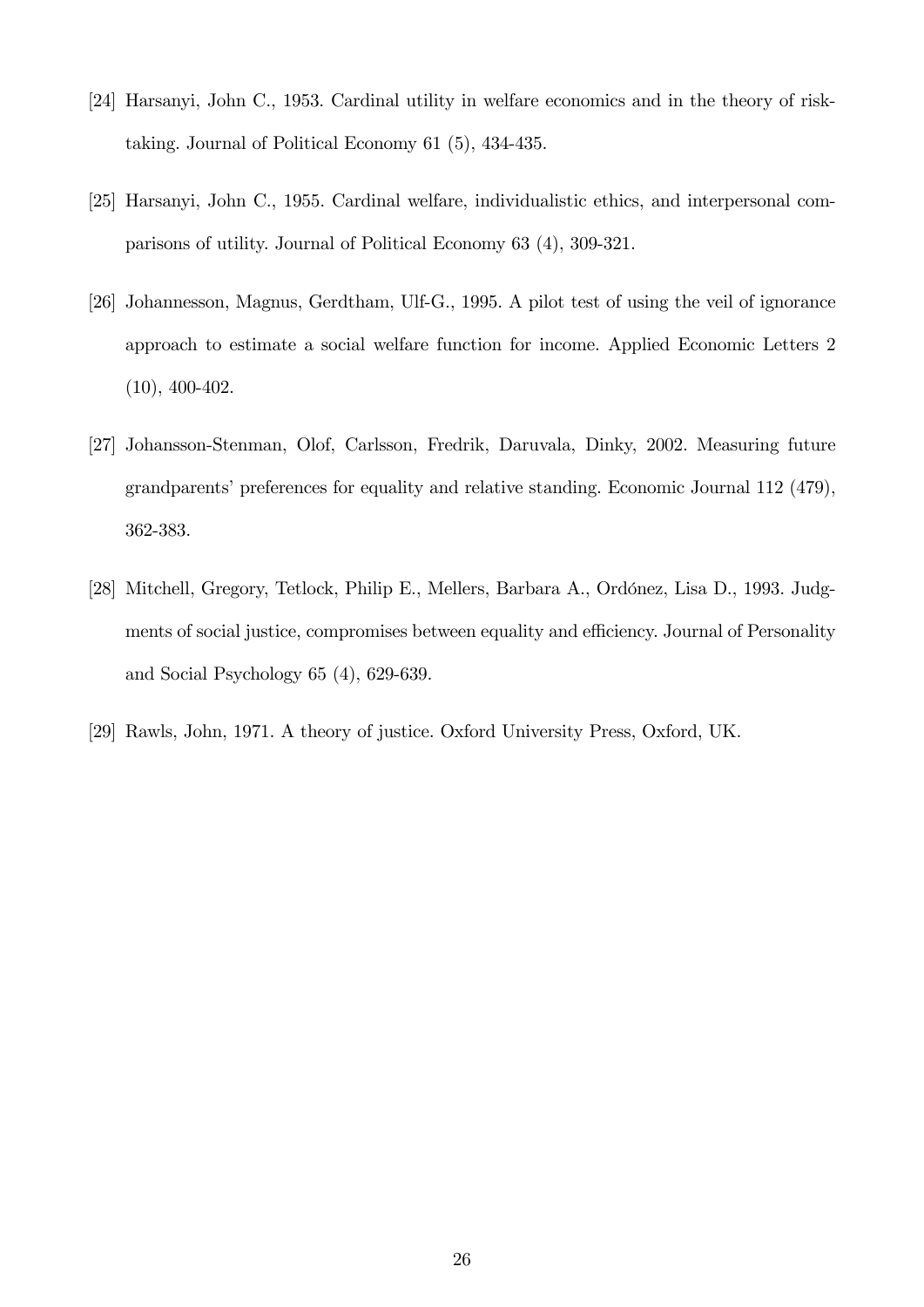[24] Harsanyi, John C., 1953. Cardinal utility in welfare economics and in the theory of risk-taking. Journal of Political Economy 61 (5), 434-435.

[25] Harsanyi, John C., 1955. Cardinal welfare, individualistic ethics, and interpersonal comparisons of utility. Journal of Political Economy 63 (4), 309-321.

[26] Johannesson, Magnus, Gerdtham, Ulf-G., 1995. A pilot test of using the veil of ignorance approach to estimate a social welfare function for income. Applied Economic Letters 2 (10), 400-402.

[27] Johansson-Stenman, Olof, Carlsson, Fredrik, Daruvala, Dinky, 2002. Measuring future grandparents' preferences for equality and relative standing. Economic Journal 112 (479), 362-383.

[28] Mitchell, Gregory, Tetlock, Philip E., Mellers, Barbara A., Ordónez, Lisa D., 1993. Judgments of social justice, compromises between equality and efficiency. Journal of Personality and Social Psychology 65 (4), 629-639.

[29] Rawls, John, 1971. A theory of justice. Oxford University Press, Oxford, UK.